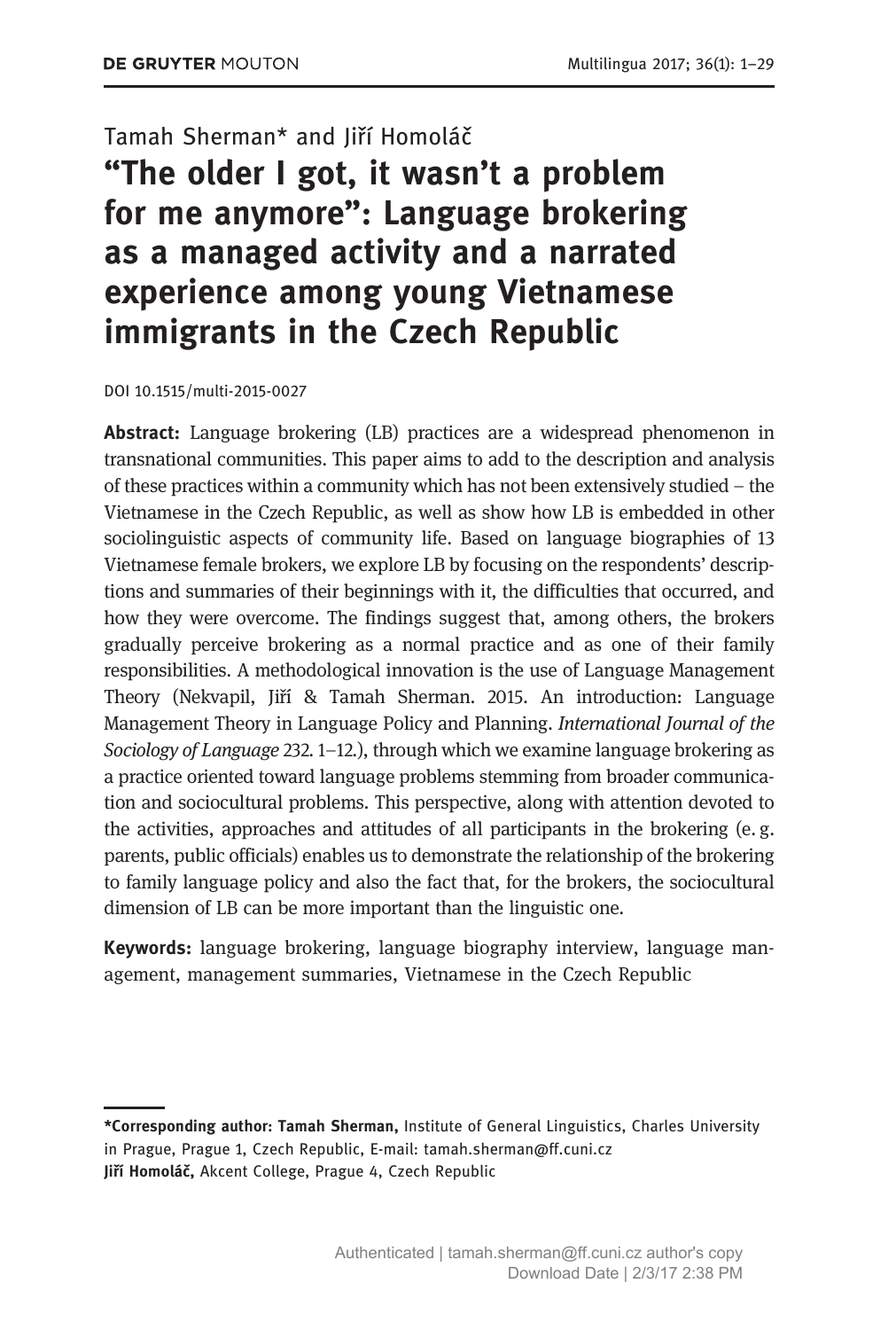Tamah Sherman* and Jiří Homoláč

# "The older I got, it wasn't a problem for me anymore": Language brokering as a managed activity and a narrated experience among young Vietnamese immigrants in the Czech Republic

DOI 10.1515/multi-2015-0027

**Abstract:** Language brokering (LB) practices are a widespread phenomenon in transnational communities. This paper aims to add to the description and analysis of these practices within a community which has not been extensively studied – the Vietnamese in the Czech Republic, as well as show how LB is embedded in other sociolinguistic aspects of community life. Based on language biographies of 13 Vietnamese female brokers, we explore LB by focusing on the respondents' descriptions and summaries of their beginnings with it, the difficulties that occurred, and how they were overcome. The findings suggest that, among others, the brokers gradually perceive brokering as a normal practice and as one of their family responsibilities. A methodological innovation is the use of Language Management Theory (Nekvapil, Jiří & Tamah Sherman. 2015. An introduction: Language Management Theory in Language Policy and Planning. *International Journal of the Sociology of Language* 232. 1–12.), through which we examine language brokering as a practice oriented toward language problems stemming from broader communication and sociocultural problems. This perspective, along with attention devoted to the activities, approaches and attitudes of all participants in the brokering (e. g. parents, public officials) enables us to demonstrate the relationship of the brokering to family language policy and also the fact that, for the brokers, the sociocultural dimension of LB can be more important than the linguistic one.

**Keywords:** language brokering, language biography interview, language management, management summaries, Vietnamese in the Czech Republic

---

***Corresponding author: Tamah Sherman,** Institute of General Linguistics, Charles University in Prague, Prague 1, Czech Republic, E-mail: tamah.sherman@ff.cuni.cz
**Jiří Homoláč,** Akcent College, Prague 4, Czech Republic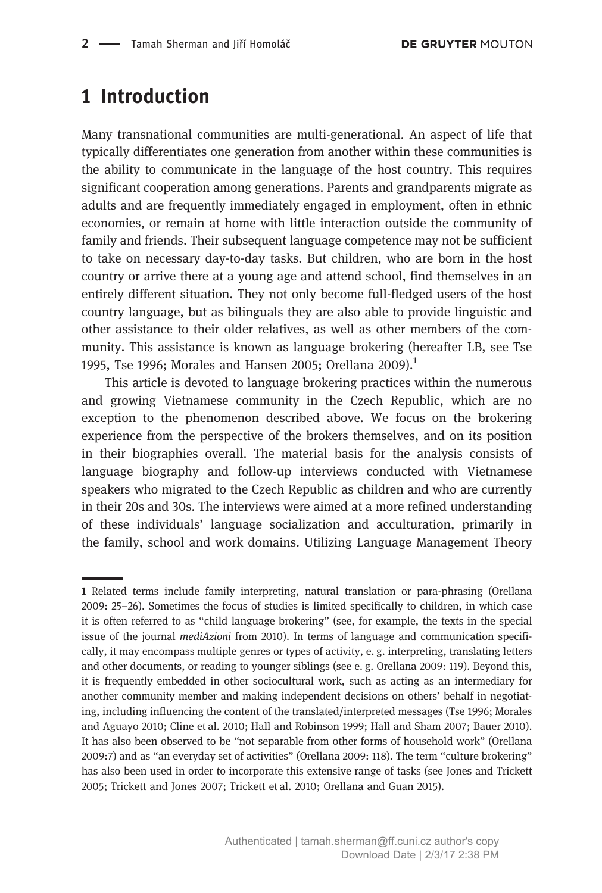# 1 Introduction

Many transnational communities are multi-generational. An aspect of life that typically differentiates one generation from another within these communities is the ability to communicate in the language of the host country. This requires significant cooperation among generations. Parents and grandparents migrate as adults and are frequently immediately engaged in employment, often in ethnic economies, or remain at home with little interaction outside the community of family and friends. Their subsequent language competence may not be sufficient to take on necessary day-to-day tasks. But children, who are born in the host country or arrive there at a young age and attend school, find themselves in an entirely different situation. They not only become full-fledged users of the host country language, but as bilinguals they are also able to provide linguistic and other assistance to their older relatives, as well as other members of the community. This assistance is known as language brokering (hereafter LB, see Tse 1995, Tse 1996; Morales and Hansen 2005; Orellana 2009).[1]

This article is devoted to language brokering practices within the numerous and growing Vietnamese community in the Czech Republic, which are no exception to the phenomenon described above. We focus on the brokering experience from the perspective of the brokers themselves, and on its position in their biographies overall. The material basis for the analysis consists of language biography and follow-up interviews conducted with Vietnamese speakers who migrated to the Czech Republic as children and who are currently in their 20s and 30s. The interviews were aimed at a more refined understanding of these individuals' language socialization and acculturation, primarily in the family, school and work domains. Utilizing Language Management Theory

---

**1** Related terms include family interpreting, natural translation or para-phrasing (Orellana 2009: 25–26). Sometimes the focus of studies is limited specifically to children, in which case it is often referred to as "child language brokering" (see, for example, the texts in the special issue of the journal *mediAzioni* from 2010). In terms of language and communication specifically, it may encompass multiple genres or types of activity, e. g. interpreting, translating letters and other documents, or reading to younger siblings (see e. g. Orellana 2009: 119). Beyond this, it is frequently embedded in other sociocultural work, such as acting as an intermediary for another community member and making independent decisions on others' behalf in negotiating, including influencing the content of the translated/interpreted messages (Tse 1996; Morales and Aguayo 2010; Cline et al. 2010; Hall and Robinson 1999; Hall and Sham 2007; Bauer 2010). It has also been observed to be "not separable from other forms of household work" (Orellana 2009:7) and as "an everyday set of activities" (Orellana 2009: 118). The term "culture brokering" has also been used in order to incorporate this extensive range of tasks (see Jones and Trickett 2005; Trickett and Jones 2007; Trickett et al. 2010; Orellana and Guan 2015).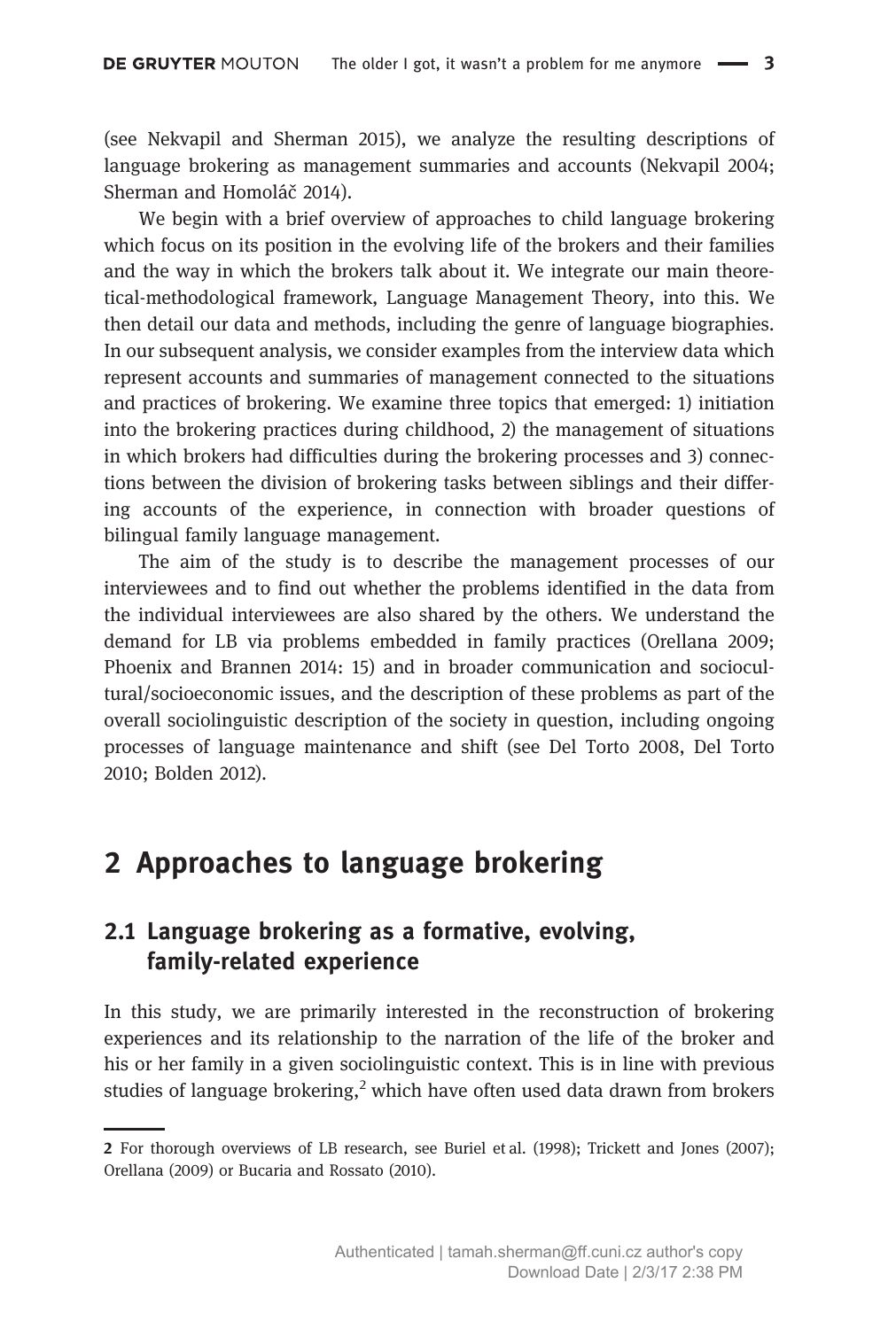(see Nekvapil and Sherman 2015), we analyze the resulting descriptions of language brokering as management summaries and accounts (Nekvapil 2004; Sherman and Homoláč 2014).

We begin with a brief overview of approaches to child language brokering which focus on its position in the evolving life of the brokers and their families and the way in which the brokers talk about it. We integrate our main theoretical-methodological framework, Language Management Theory, into this. We then detail our data and methods, including the genre of language biographies. In our subsequent analysis, we consider examples from the interview data which represent accounts and summaries of management connected to the situations and practices of brokering. We examine three topics that emerged: 1) initiation into the brokering practices during childhood, 2) the management of situations in which brokers had difficulties during the brokering processes and 3) connections between the division of brokering tasks between siblings and their differing accounts of the experience, in connection with broader questions of bilingual family language management.

The aim of the study is to describe the management processes of our interviewees and to find out whether the problems identified in the data from the individual interviewees are also shared by the others. We understand the demand for LB via problems embedded in family practices (Orellana 2009; Phoenix and Brannen 2014: 15) and in broader communication and sociocultural/socioeconomic issues, and the description of these problems as part of the overall sociolinguistic description of the society in question, including ongoing processes of language maintenance and shift (see Del Torto 2008, Del Torto 2010; Bolden 2012).

## 2 Approaches to language brokering

### 2.1 Language brokering as a formative, evolving, family-related experience

In this study, we are primarily interested in the reconstruction of brokering experiences and its relationship to the narration of the life of the broker and his or her family in a given sociolinguistic context. This is in line with previous studies of language brokering,[2] which have often used data drawn from brokers

---

2 For thorough overviews of LB research, see Buriel et al. (1998); Trickett and Jones (2007); Orellana (2009) or Bucaria and Rossato (2010).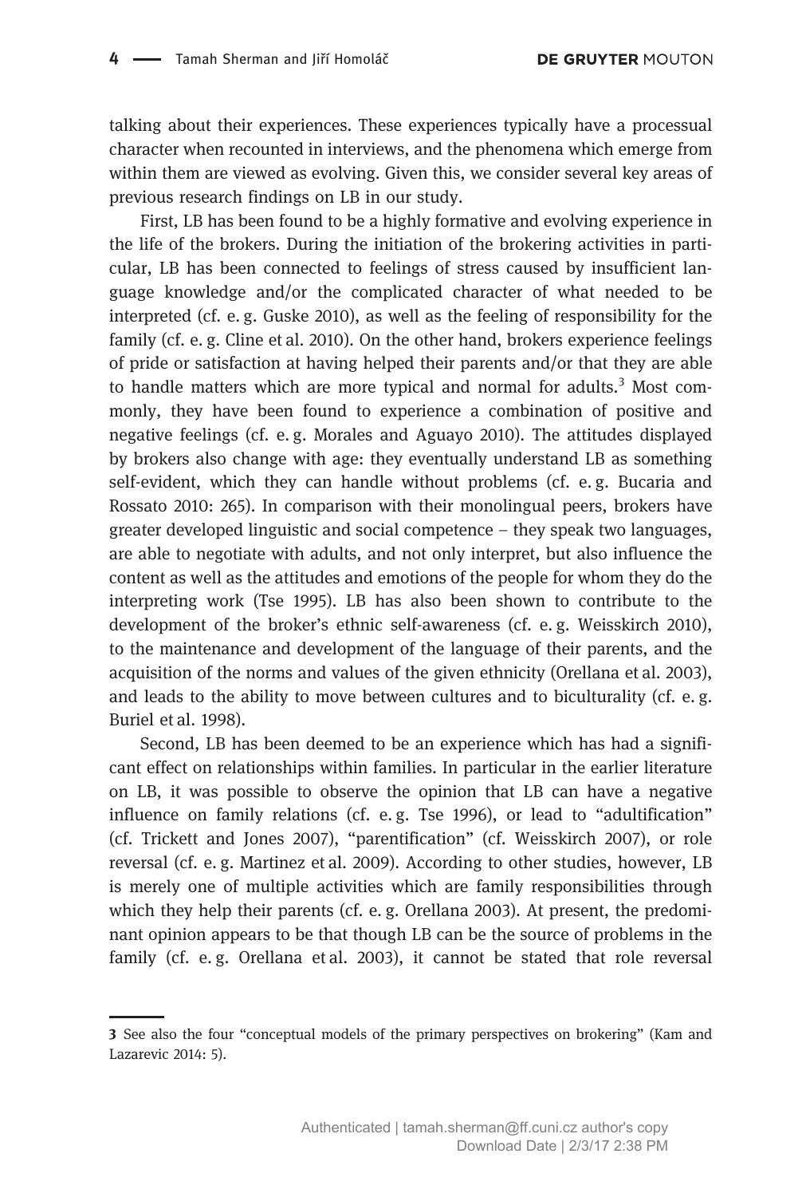talking about their experiences. These experiences typically have a processual character when recounted in interviews, and the phenomena which emerge from within them are viewed as evolving. Given this, we consider several key areas of previous research findings on LB in our study.

First, LB has been found to be a highly formative and evolving experience in the life of the brokers. During the initiation of the brokering activities in particular, LB has been connected to feelings of stress caused by insufficient language knowledge and/or the complicated character of what needed to be interpreted (cf. e. g. Guske 2010), as well as the feeling of responsibility for the family (cf. e. g. Cline et al. 2010). On the other hand, brokers experience feelings of pride or satisfaction at having helped their parents and/or that they are able to handle matters which are more typical and normal for adults.[3] Most commonly, they have been found to experience a combination of positive and negative feelings (cf. e. g. Morales and Aguayo 2010). The attitudes displayed by brokers also change with age: they eventually understand LB as something self-evident, which they can handle without problems (cf. e. g. Bucaria and Rossato 2010: 265). In comparison with their monolingual peers, brokers have greater developed linguistic and social competence – they speak two languages, are able to negotiate with adults, and not only interpret, but also influence the content as well as the attitudes and emotions of the people for whom they do the interpreting work (Tse 1995). LB has also been shown to contribute to the development of the broker's ethnic self-awareness (cf. e. g. Weisskirch 2010), to the maintenance and development of the language of their parents, and the acquisition of the norms and values of the given ethnicity (Orellana et al. 2003), and leads to the ability to move between cultures and to biculturality (cf. e. g. Buriel et al. 1998).

Second, LB has been deemed to be an experience which has had a significant effect on relationships within families. In particular in the earlier literature on LB, it was possible to observe the opinion that LB can have a negative influence on family relations (cf. e. g. Tse 1996), or lead to "adultification" (cf. Trickett and Jones 2007), "parentification" (cf. Weisskirch 2007), or role reversal (cf. e. g. Martinez et al. 2009). According to other studies, however, LB is merely one of multiple activities which are family responsibilities through which they help their parents (cf. e. g. Orellana 2003). At present, the predominant opinion appears to be that though LB can be the source of problems in the family (cf. e. g. Orellana et al. 2003), it cannot be stated that role reversal

---

3 See also the four "conceptual models of the primary perspectives on brokering" (Kam and Lazarevic 2014: 5).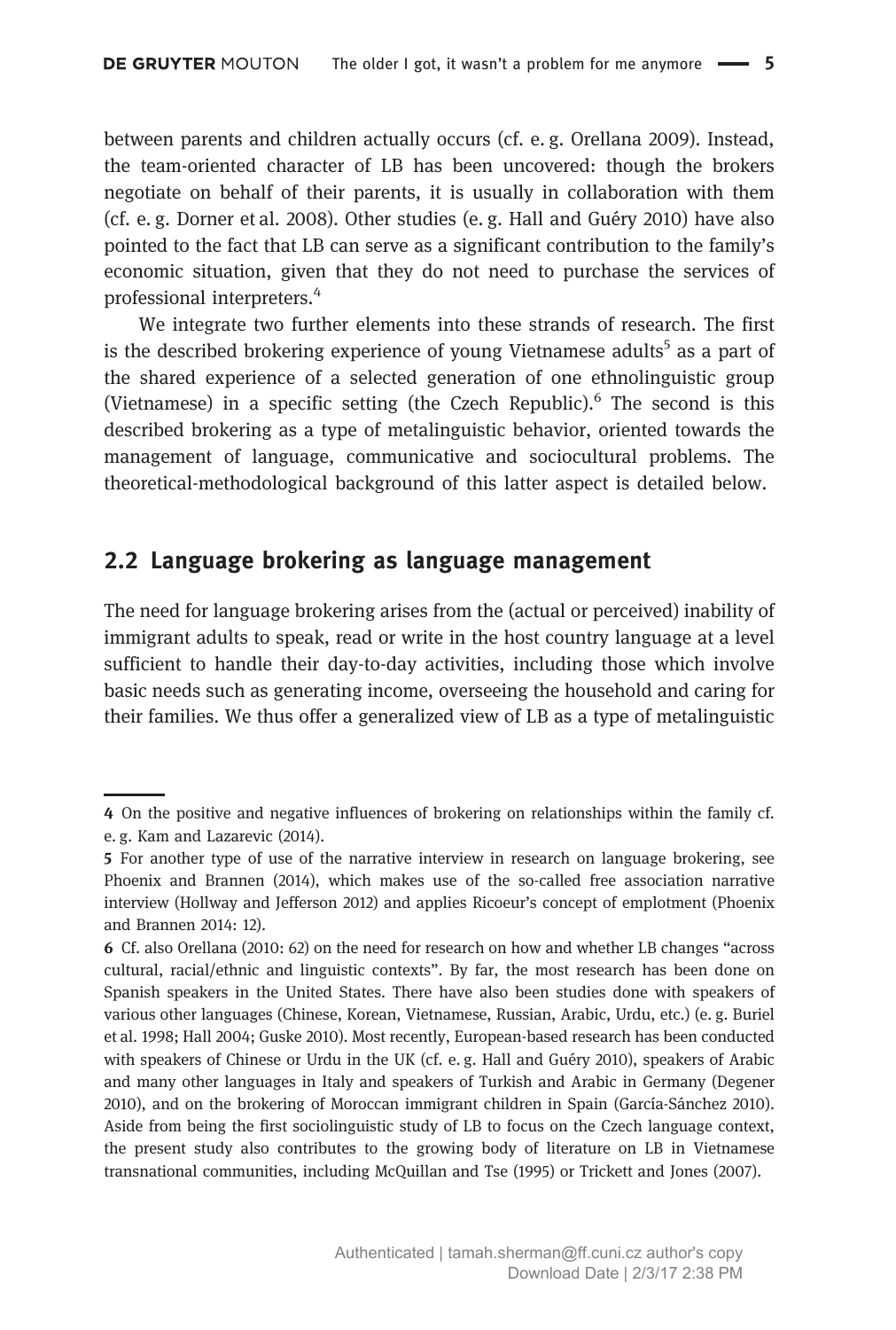between parents and children actually occurs (cf. e. g. Orellana 2009). Instead, the team-oriented character of LB has been uncovered: though the brokers negotiate on behalf of their parents, it is usually in collaboration with them (cf. e. g. Dorner et al. 2008). Other studies (e. g. Hall and Guéry 2010) have also pointed to the fact that LB can serve as a significant contribution to the family's economic situation, given that they do not need to purchase the services of professional interpreters.[4]

We integrate two further elements into these strands of research. The first is the described brokering experience of young Vietnamese adults[5] as a part of the shared experience of a selected generation of one ethnolinguistic group (Vietnamese) in a specific setting (the Czech Republic).[6] The second is this described brokering as a type of metalinguistic behavior, oriented towards the management of language, communicative and sociocultural problems. The theoretical-methodological background of this latter aspect is detailed below.

## 2.2 Language brokering as language management

The need for language brokering arises from the (actual or perceived) inability of immigrant adults to speak, read or write in the host country language at a level sufficient to handle their day-to-day activities, including those which involve basic needs such as generating income, overseeing the household and caring for their families. We thus offer a generalized view of LB as a type of metalinguistic

---

4 On the positive and negative influences of brokering on relationships within the family cf. e. g. Kam and Lazarevic (2014).

5 For another type of use of the narrative interview in research on language brokering, see Phoenix and Brannen (2014), which makes use of the so-called free association narrative interview (Hollway and Jefferson 2012) and applies Ricoeur's concept of emplotment (Phoenix and Brannen 2014: 12).

6 Cf. also Orellana (2010: 62) on the need for research on how and whether LB changes "across cultural, racial/ethnic and linguistic contexts". By far, the most research has been done on Spanish speakers in the United States. There have also been studies done with speakers of various other languages (Chinese, Korean, Vietnamese, Russian, Arabic, Urdu, etc.) (e. g. Buriel et al. 1998; Hall 2004; Guske 2010). Most recently, European-based research has been conducted with speakers of Chinese or Urdu in the UK (cf. e. g. Hall and Guéry 2010), speakers of Arabic and many other languages in Italy and speakers of Turkish and Arabic in Germany (Degener 2010), and on the brokering of Moroccan immigrant children in Spain (García-Sánchez 2010). Aside from being the first sociolinguistic study of LB to focus on the Czech language context, the present study also contributes to the growing body of literature on LB in Vietnamese transnational communities, including McQuillan and Tse (1995) or Trickett and Jones (2007).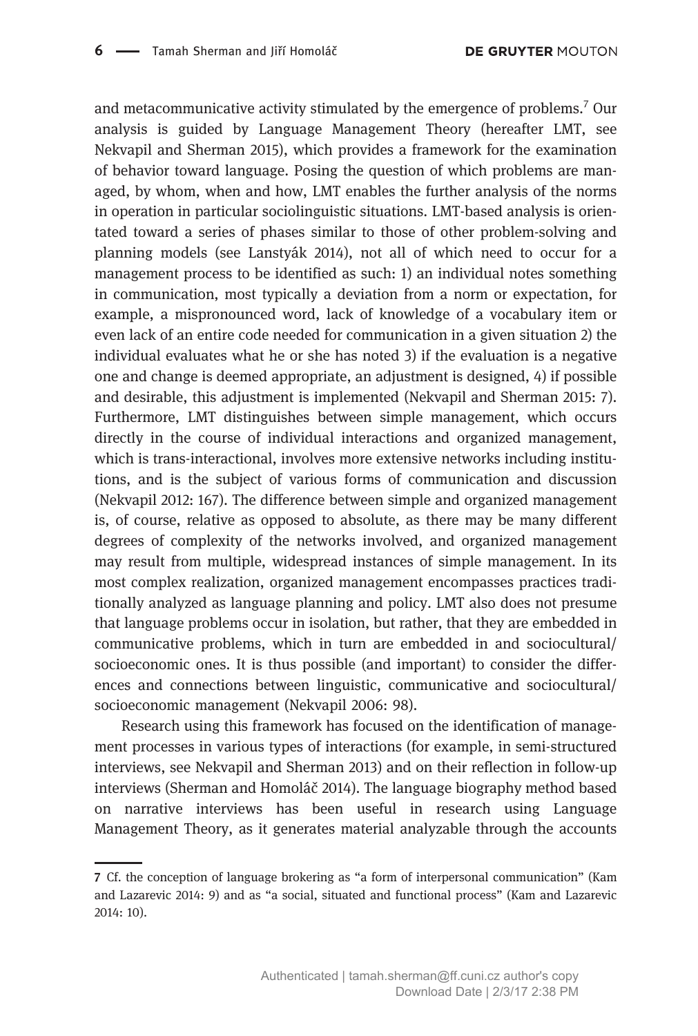and metacommunicative activity stimulated by the emergence of problems.[7] Our analysis is guided by Language Management Theory (hereafter LMT, see Nekvapil and Sherman 2015), which provides a framework for the examination of behavior toward language. Posing the question of which problems are managed, by whom, when and how, LMT enables the further analysis of the norms in operation in particular sociolinguistic situations. LMT-based analysis is orientated toward a series of phases similar to those of other problem-solving and planning models (see Lanstyák 2014), not all of which need to occur for a management process to be identified as such: 1) an individual notes something in communication, most typically a deviation from a norm or expectation, for example, a mispronounced word, lack of knowledge of a vocabulary item or even lack of an entire code needed for communication in a given situation 2) the individual evaluates what he or she has noted 3) if the evaluation is a negative one and change is deemed appropriate, an adjustment is designed, 4) if possible and desirable, this adjustment is implemented (Nekvapil and Sherman 2015: 7). Furthermore, LMT distinguishes between simple management, which occurs directly in the course of individual interactions and organized management, which is trans-interactional, involves more extensive networks including institutions, and is the subject of various forms of communication and discussion (Nekvapil 2012: 167). The difference between simple and organized management is, of course, relative as opposed to absolute, as there may be many different degrees of complexity of the networks involved, and organized management may result from multiple, widespread instances of simple management. In its most complex realization, organized management encompasses practices traditionally analyzed as language planning and policy. LMT also does not presume that language problems occur in isolation, but rather, that they are embedded in communicative problems, which in turn are embedded in and sociocultural/ socioeconomic ones. It is thus possible (and important) to consider the differences and connections between linguistic, communicative and sociocultural/ socioeconomic management (Nekvapil 2006: 98).

Research using this framework has focused on the identification of management processes in various types of interactions (for example, in semi-structured interviews, see Nekvapil and Sherman 2013) and on their reflection in follow-up interviews (Sherman and Homoláč 2014). The language biography method based on narrative interviews has been useful in research using Language Management Theory, as it generates material analyzable through the accounts

---

7 Cf. the conception of language brokering as "a form of interpersonal communication" (Kam and Lazarevic 2014: 9) and as "a social, situated and functional process" (Kam and Lazarevic 2014: 10).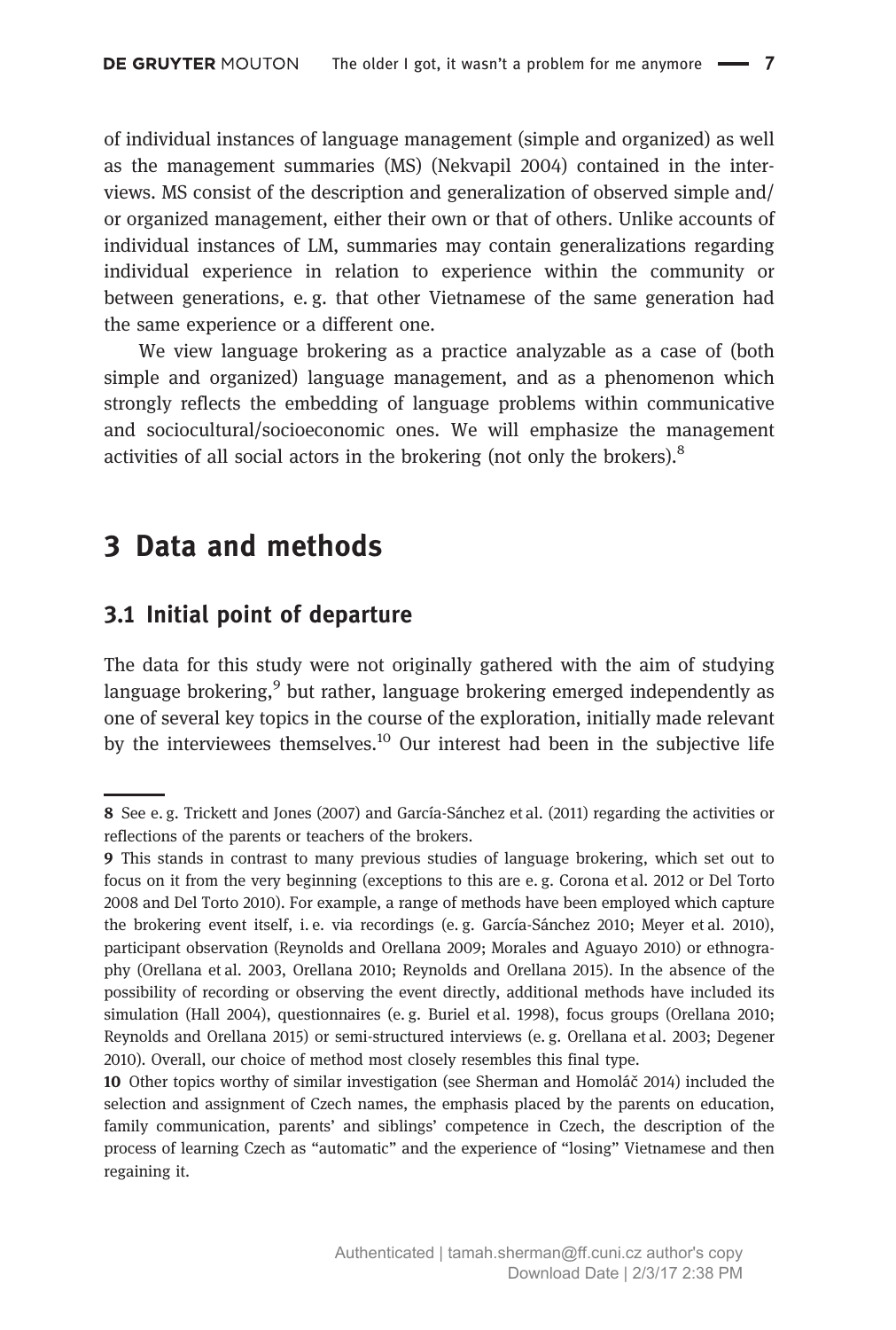of individual instances of language management (simple and organized) as well as the management summaries (MS) (Nekvapil 2004) contained in the interviews. MS consist of the description and generalization of observed simple and/or organized management, either their own or that of others. Unlike accounts of individual instances of LM, summaries may contain generalizations regarding individual experience in relation to experience within the community or between generations, e. g. that other Vietnamese of the same generation had the same experience or a different one.

We view language brokering as a practice analyzable as a case of (both simple and organized) language management, and as a phenomenon which strongly reflects the embedding of language problems within communicative and sociocultural/socioeconomic ones. We will emphasize the management activities of all social actors in the brokering (not only the brokers).[8]

## 3 Data and methods

### 3.1 Initial point of departure

The data for this study were not originally gathered with the aim of studying language brokering,[9] but rather, language brokering emerged independently as one of several key topics in the course of the exploration, initially made relevant by the interviewees themselves.[10] Our interest had been in the subjective life

---

**8** See e. g. Trickett and Jones (2007) and García-Sánchez et al. (2011) regarding the activities or reflections of the parents or teachers of the brokers.

**9** This stands in contrast to many previous studies of language brokering, which set out to focus on it from the very beginning (exceptions to this are e. g. Corona et al. 2012 or Del Torto 2008 and Del Torto 2010). For example, a range of methods have been employed which capture the brokering event itself, i. e. via recordings (e. g. García-Sánchez 2010; Meyer et al. 2010), participant observation (Reynolds and Orellana 2009; Morales and Aguayo 2010) or ethnography (Orellana et al. 2003, Orellana 2010; Reynolds and Orellana 2015). In the absence of the possibility of recording or observing the event directly, additional methods have included its simulation (Hall 2004), questionnaires (e. g. Buriel et al. 1998), focus groups (Orellana 2010; Reynolds and Orellana 2015) or semi-structured interviews (e. g. Orellana et al. 2003; Degener 2010). Overall, our choice of method most closely resembles this final type.

**10** Other topics worthy of similar investigation (see Sherman and Homoláč 2014) included the selection and assignment of Czech names, the emphasis placed by the parents on education, family communication, parents' and siblings' competence in Czech, the description of the process of learning Czech as "automatic" and the experience of "losing" Vietnamese and then regaining it.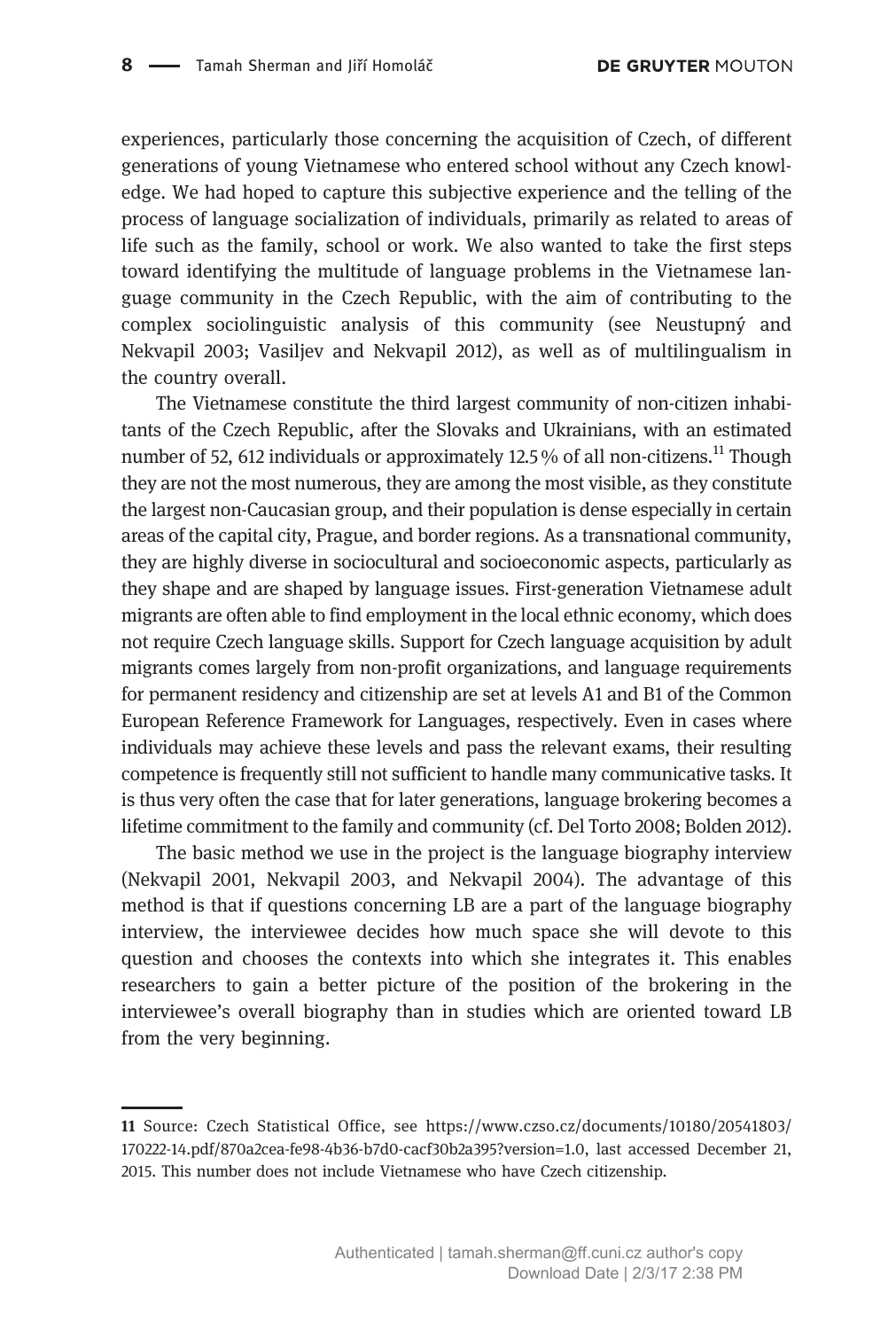experiences, particularly those concerning the acquisition of Czech, of different generations of young Vietnamese who entered school without any Czech knowledge. We had hoped to capture this subjective experience and the telling of the process of language socialization of individuals, primarily as related to areas of life such as the family, school or work. We also wanted to take the first steps toward identifying the multitude of language problems in the Vietnamese language community in the Czech Republic, with the aim of contributing to the complex sociolinguistic analysis of this community (see Neustupný and Nekvapil 2003; Vasiljev and Nekvapil 2012), as well as of multilingualism in the country overall.

The Vietnamese constitute the third largest community of non-citizen inhabitants of the Czech Republic, after the Slovaks and Ukrainians, with an estimated number of 52, 612 individuals or approximately 12.5 % of all non-citizens.[11] Though they are not the most numerous, they are among the most visible, as they constitute the largest non-Caucasian group, and their population is dense especially in certain areas of the capital city, Prague, and border regions. As a transnational community, they are highly diverse in sociocultural and socioeconomic aspects, particularly as they shape and are shaped by language issues. First-generation Vietnamese adult migrants are often able to find employment in the local ethnic economy, which does not require Czech language skills. Support for Czech language acquisition by adult migrants comes largely from non-profit organizations, and language requirements for permanent residency and citizenship are set at levels A1 and B1 of the Common European Reference Framework for Languages, respectively. Even in cases where individuals may achieve these levels and pass the relevant exams, their resulting competence is frequently still not sufficient to handle many communicative tasks. It is thus very often the case that for later generations, language brokering becomes a lifetime commitment to the family and community (cf. Del Torto 2008; Bolden 2012).

The basic method we use in the project is the language biography interview (Nekvapil 2001, Nekvapil 2003, and Nekvapil 2004). The advantage of this method is that if questions concerning LB are a part of the language biography interview, the interviewee decides how much space she will devote to this question and chooses the contexts into which she integrates it. This enables researchers to gain a better picture of the position of the brokering in the interviewee's overall biography than in studies which are oriented toward LB from the very beginning.

---

11 Source: Czech Statistical Office, see https://www.czso.cz/documents/10180/20541803/170222-14.pdf/870a2cea-fe98-4b36-b7d0-cacf30b2a395?version=1.0, last accessed December 21, 2015. This number does not include Vietnamese who have Czech citizenship.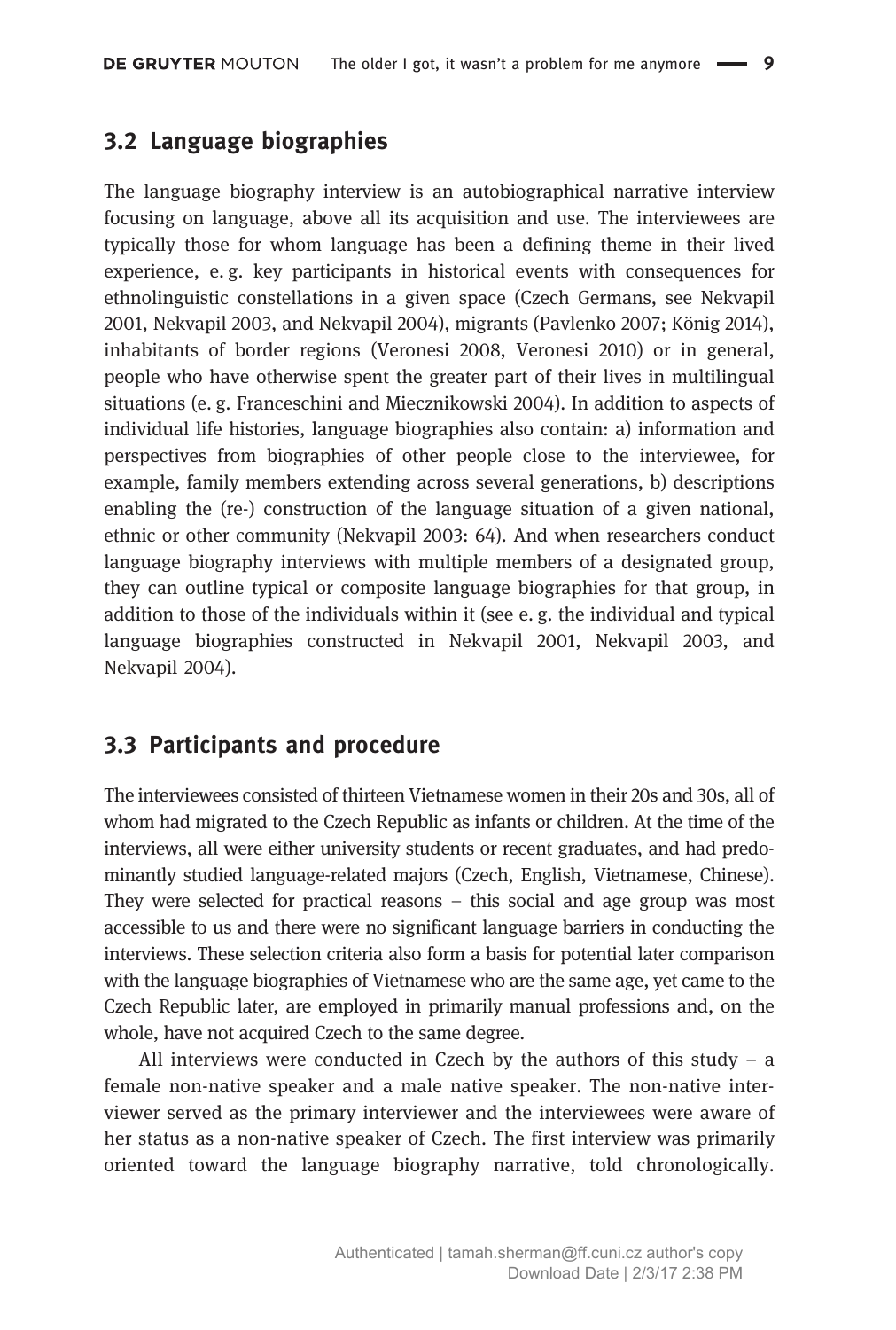## 3.2 Language biographies

The language biography interview is an autobiographical narrative interview focusing on language, above all its acquisition and use. The interviewees are typically those for whom language has been a defining theme in their lived experience, e. g. key participants in historical events with consequences for ethnolinguistic constellations in a given space (Czech Germans, see Nekvapil 2001, Nekvapil 2003, and Nekvapil 2004), migrants (Pavlenko 2007; König 2014), inhabitants of border regions (Veronesi 2008, Veronesi 2010) or in general, people who have otherwise spent the greater part of their lives in multilingual situations (e. g. Franceschini and Miecznikowski 2004). In addition to aspects of individual life histories, language biographies also contain: a) information and perspectives from biographies of other people close to the interviewee, for example, family members extending across several generations, b) descriptions enabling the (re-) construction of the language situation of a given national, ethnic or other community (Nekvapil 2003: 64). And when researchers conduct language biography interviews with multiple members of a designated group, they can outline typical or composite language biographies for that group, in addition to those of the individuals within it (see e. g. the individual and typical language biographies constructed in Nekvapil 2001, Nekvapil 2003, and Nekvapil 2004).

## 3.3 Participants and procedure

The interviewees consisted of thirteen Vietnamese women in their 20s and 30s, all of whom had migrated to the Czech Republic as infants or children. At the time of the interviews, all were either university students or recent graduates, and had predominantly studied language-related majors (Czech, English, Vietnamese, Chinese). They were selected for practical reasons – this social and age group was most accessible to us and there were no significant language barriers in conducting the interviews. These selection criteria also form a basis for potential later comparison with the language biographies of Vietnamese who are the same age, yet came to the Czech Republic later, are employed in primarily manual professions and, on the whole, have not acquired Czech to the same degree.

All interviews were conducted in Czech by the authors of this study – a female non-native speaker and a male native speaker. The non-native interviewer served as the primary interviewer and the interviewees were aware of her status as a non-native speaker of Czech. The first interview was primarily oriented toward the language biography narrative, told chronologically.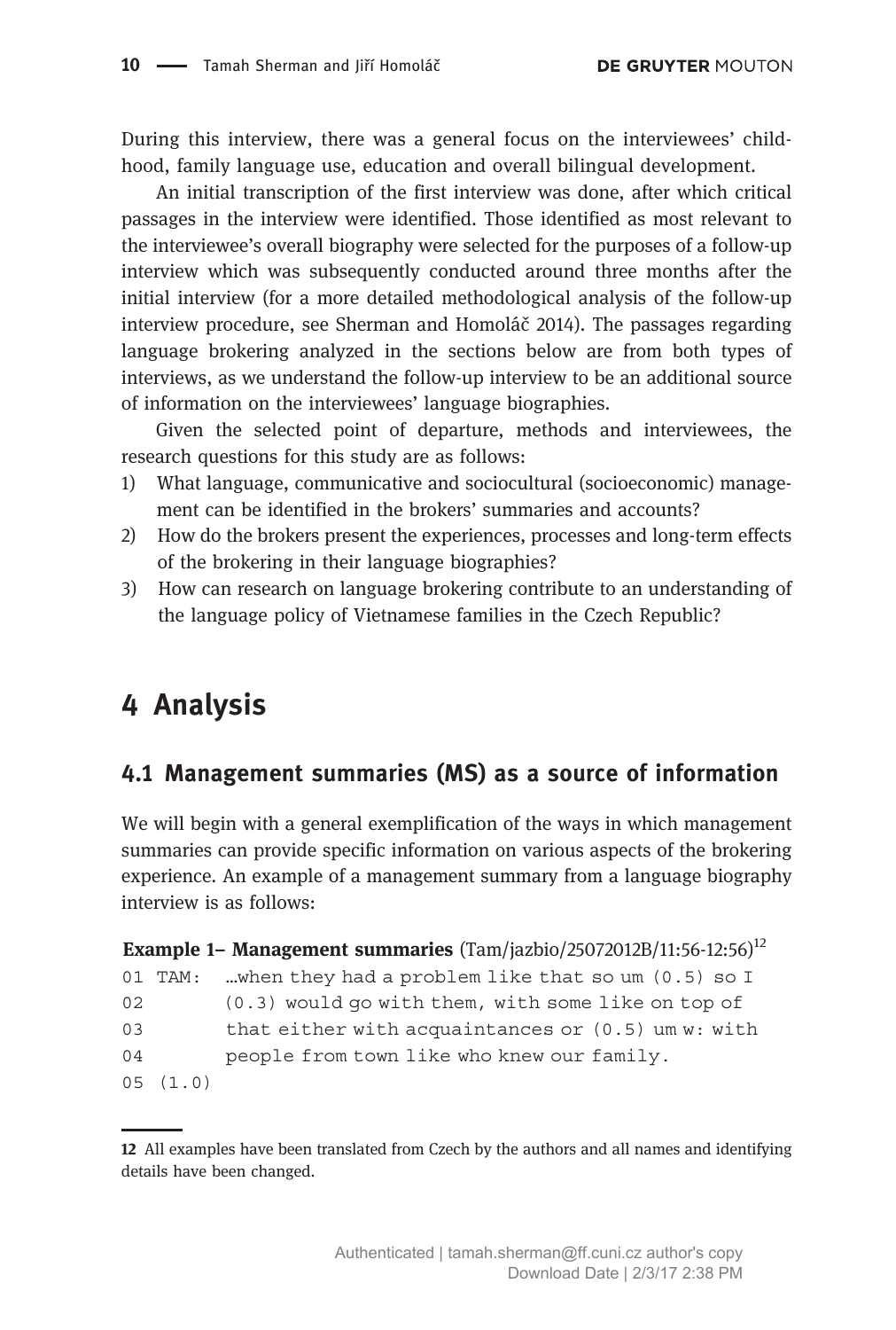During this interview, there was a general focus on the interviewees' childhood, family language use, education and overall bilingual development.

An initial transcription of the first interview was done, after which critical passages in the interview were identified. Those identified as most relevant to the interviewee's overall biography were selected for the purposes of a follow-up interview which was subsequently conducted around three months after the initial interview (for a more detailed methodological analysis of the follow-up interview procedure, see Sherman and Homoláč 2014). The passages regarding language brokering analyzed in the sections below are from both types of interviews, as we understand the follow-up interview to be an additional source of information on the interviewees' language biographies.

Given the selected point of departure, methods and interviewees, the research questions for this study are as follows:

1) What language, communicative and sociocultural (socioeconomic) management can be identified in the brokers' summaries and accounts?
2) How do the brokers present the experiences, processes and long-term effects of the brokering in their language biographies?
3) How can research on language brokering contribute to an understanding of the language policy of Vietnamese families in the Czech Republic?

# 4 Analysis

## 4.1 Management summaries (MS) as a source of information

We will begin with a general exemplification of the ways in which management summaries can provide specific information on various aspects of the brokering experience. An example of a management summary from a language biography interview is as follows:

**Example 1– Management summaries** (Tam/jazbio/25072012B/11:56-12:56)[12]

```
01 TAM:  …when they had a problem like that so um (0.5) so I
02       (0.3) would go with them, with some like on top of
03       that either with acquaintances or (0.5) um w: with
04       people from town like who knew our family.
05 (1.0)
```

12 All examples have been translated from Czech by the authors and all names and identifying details have been changed.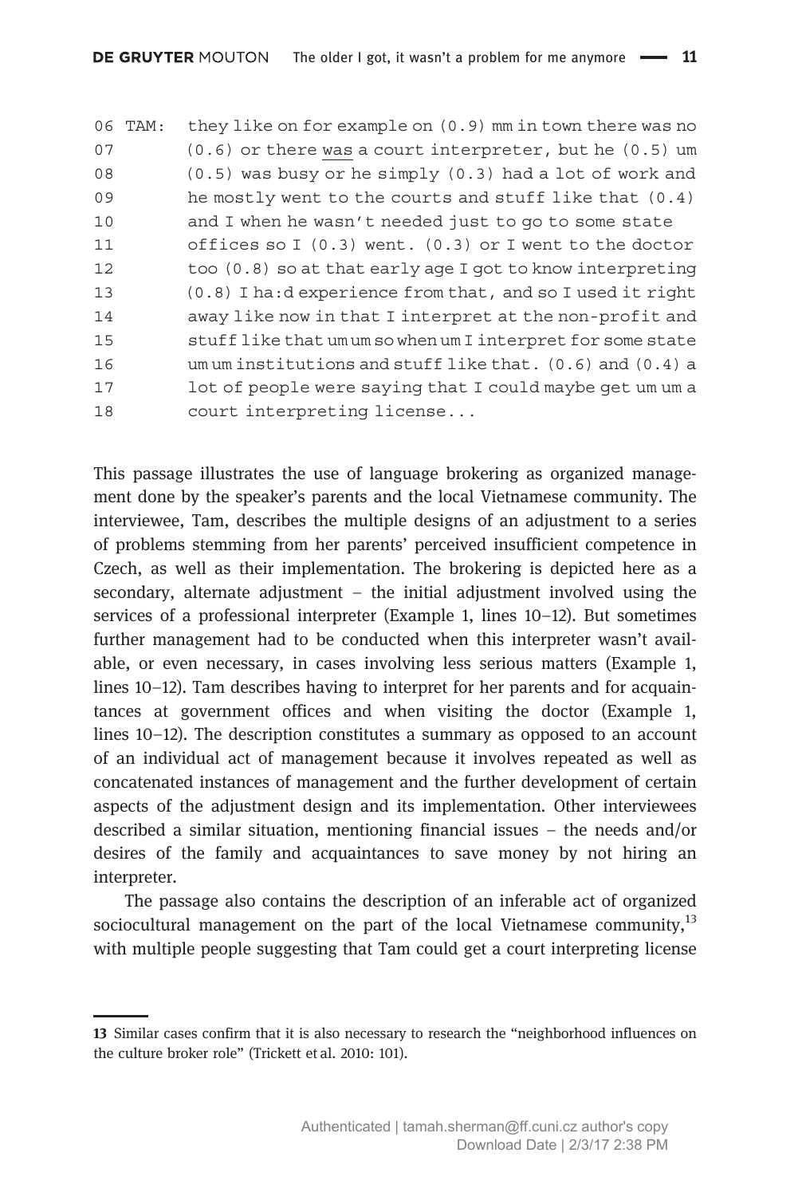```
06 TAM:  they like on for example on (0.9) mm in town there was no
07       (0.6) or there was a court interpreter, but he (0.5) um
08       (0.5) was busy or he simply (0.3) had a lot of work and
09       he mostly went to the courts and stuff like that (0.4)
10       and I when he wasn't needed just to go to some state
11       offices so I (0.3) went. (0.3) or I went to the doctor
12       too (0.8) so at that early age I got to know interpreting
13       (0.8) I ha:d experience from that, and so I used it right
14       away like now in that I interpret at the non-profit and
15       stuff like that um um so when um I interpret for some state
16       um um institutions and stuff like that. (0.6) and (0.4) a
17       lot of people were saying that I could maybe get um um a
18       court interpreting license...
```

This passage illustrates the use of language brokering as organized management done by the speaker's parents and the local Vietnamese community. The interviewee, Tam, describes the multiple designs of an adjustment to a series of problems stemming from her parents' perceived insufficient competence in Czech, as well as their implementation. The brokering is depicted here as a secondary, alternate adjustment – the initial adjustment involved using the services of a professional interpreter (Example 1, lines 10–12). But sometimes further management had to be conducted when this interpreter wasn't available, or even necessary, in cases involving less serious matters (Example 1, lines 10–12). Tam describes having to interpret for her parents and for acquaintances at government offices and when visiting the doctor (Example 1, lines 10–12). The description constitutes a summary as opposed to an account of an individual act of management because it involves repeated as well as concatenated instances of management and the further development of certain aspects of the adjustment design and its implementation. Other interviewees described a similar situation, mentioning financial issues – the needs and/or desires of the family and acquaintances to save money by not hiring an interpreter.

The passage also contains the description of an inferable act of organized sociocultural management on the part of the local Vietnamese community,[13] with multiple people suggesting that Tam could get a court interpreting license

---

13 Similar cases confirm that it is also necessary to research the "neighborhood influences on the culture broker role" (Trickett et al. 2010: 101).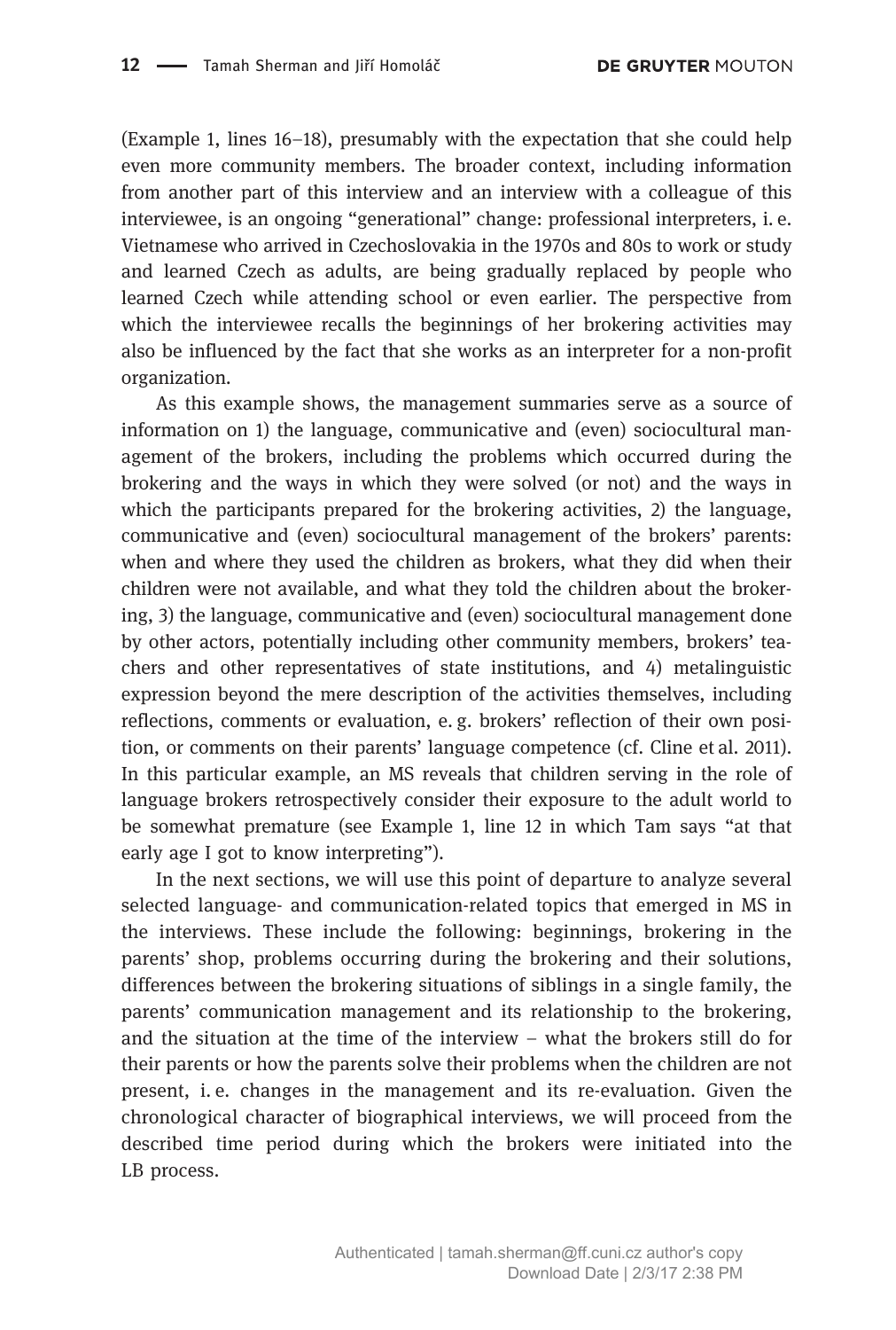(Example 1, lines 16–18), presumably with the expectation that she could help even more community members. The broader context, including information from another part of this interview and an interview with a colleague of this interviewee, is an ongoing "generational" change: professional interpreters, i. e. Vietnamese who arrived in Czechoslovakia in the 1970s and 80s to work or study and learned Czech as adults, are being gradually replaced by people who learned Czech while attending school or even earlier. The perspective from which the interviewee recalls the beginnings of her brokering activities may also be influenced by the fact that she works as an interpreter for a non-profit organization.

As this example shows, the management summaries serve as a source of information on 1) the language, communicative and (even) sociocultural management of the brokers, including the problems which occurred during the brokering and the ways in which they were solved (or not) and the ways in which the participants prepared for the brokering activities, 2) the language, communicative and (even) sociocultural management of the brokers' parents: when and where they used the children as brokers, what they did when their children were not available, and what they told the children about the brokering, 3) the language, communicative and (even) sociocultural management done by other actors, potentially including other community members, brokers' teachers and other representatives of state institutions, and 4) metalinguistic expression beyond the mere description of the activities themselves, including reflections, comments or evaluation, e. g. brokers' reflection of their own position, or comments on their parents' language competence (cf. Cline et al. 2011). In this particular example, an MS reveals that children serving in the role of language brokers retrospectively consider their exposure to the adult world to be somewhat premature (see Example 1, line 12 in which Tam says "at that early age I got to know interpreting").

In the next sections, we will use this point of departure to analyze several selected language- and communication-related topics that emerged in MS in the interviews. These include the following: beginnings, brokering in the parents' shop, problems occurring during the brokering and their solutions, differences between the brokering situations of siblings in a single family, the parents' communication management and its relationship to the brokering, and the situation at the time of the interview – what the brokers still do for their parents or how the parents solve their problems when the children are not present, i. e. changes in the management and its re-evaluation. Given the chronological character of biographical interviews, we will proceed from the described time period during which the brokers were initiated into the LB process.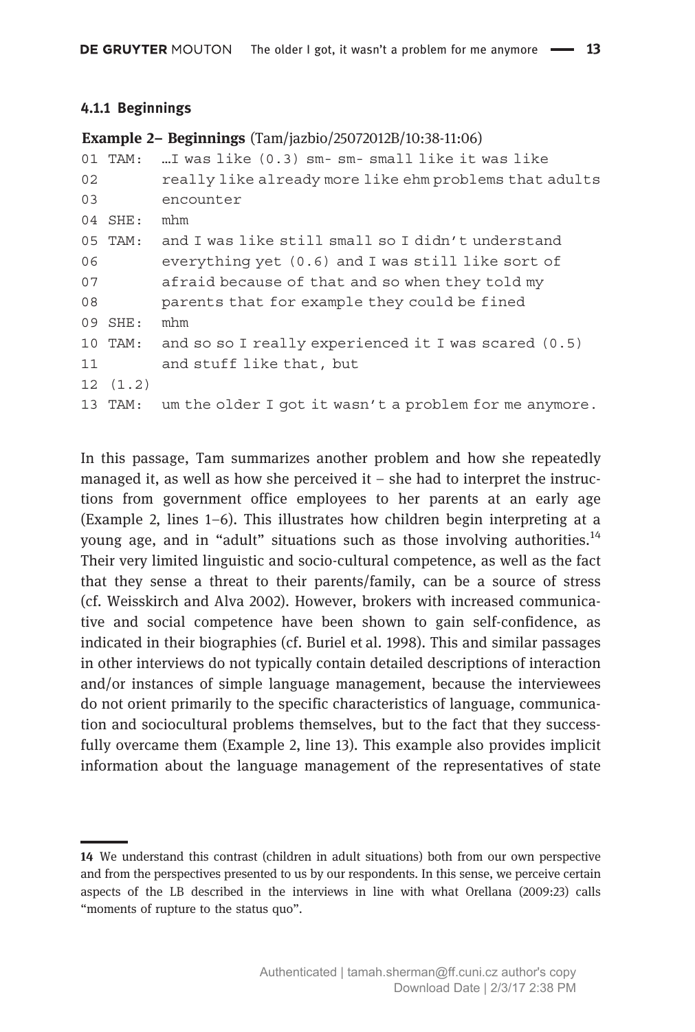### 4.1.1 Beginnings

**Example 2– Beginnings** (Tam/jazbio/25072012B/10:38-11:06)

```
01 TAM:  …I was like (0.3) sm- sm- small like it was like
02       really like already more like ehm problems that adults
03       encounter
04 SHE:  mhm
05 TAM:  and I was like still small so I didn't understand
06       everything yet (0.6) and I was still like sort of
07       afraid because of that and so when they told my
08       parents that for example they could be fined
09 SHE:  mhm
10 TAM:  and so so I really experienced it I was scared (0.5)
11       and stuff like that, but
12 (1.2)
13 TAM:  um the older I got it wasn't a problem for me anymore.
```

In this passage, Tam summarizes another problem and how she repeatedly managed it, as well as how she perceived it – she had to interpret the instructions from government office employees to her parents at an early age (Example 2, lines 1–6). This illustrates how children begin interpreting at a young age, and in "adult" situations such as those involving authorities.[14] Their very limited linguistic and socio-cultural competence, as well as the fact that they sense a threat to their parents/family, can be a source of stress (cf. Weisskirch and Alva 2002). However, brokers with increased communicative and social competence have been shown to gain self-confidence, as indicated in their biographies (cf. Buriel et al. 1998). This and similar passages in other interviews do not typically contain detailed descriptions of interaction and/or instances of simple language management, because the interviewees do not orient primarily to the specific characteristics of language, communication and sociocultural problems themselves, but to the fact that they successfully overcame them (Example 2, line 13). This example also provides implicit information about the language management of the representatives of state

---

14 We understand this contrast (children in adult situations) both from our own perspective and from the perspectives presented to us by our respondents. In this sense, we perceive certain aspects of the LB described in the interviews in line with what Orellana (2009:23) calls "moments of rupture to the status quo".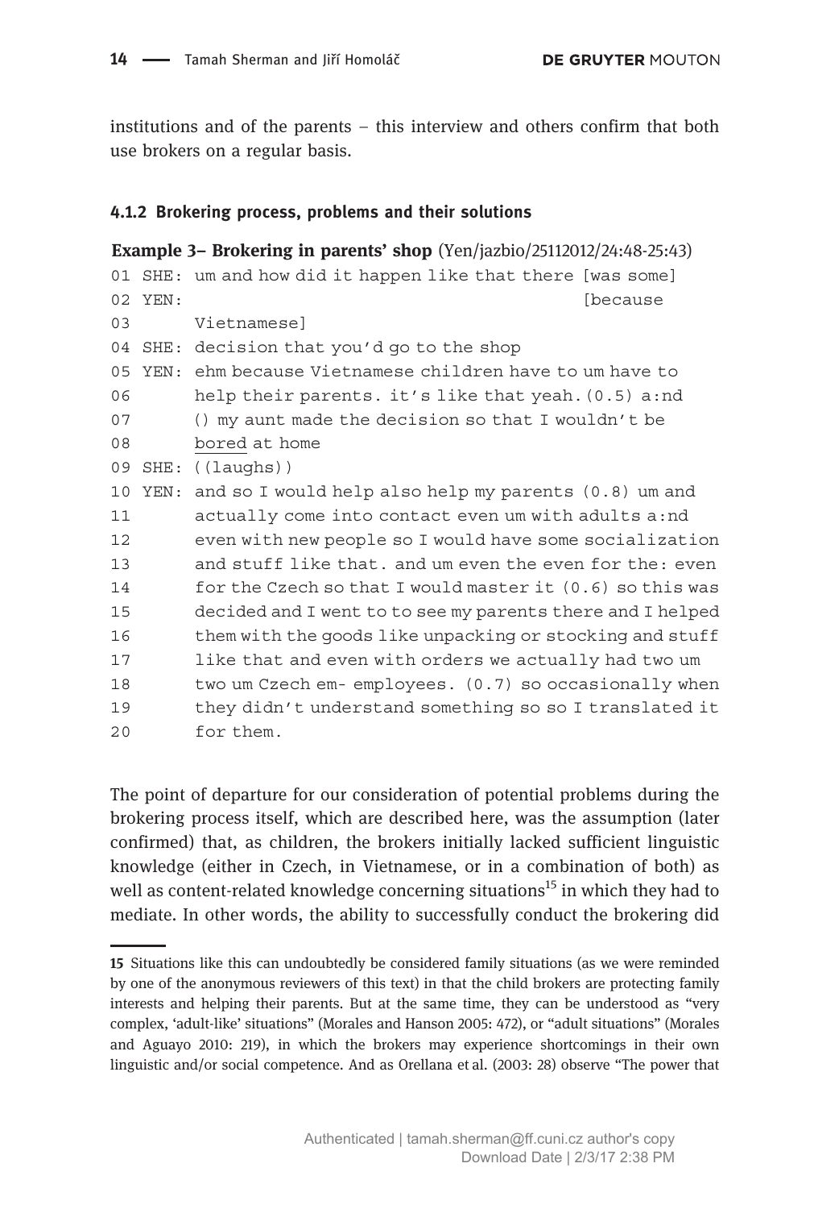institutions and of the parents – this interview and others confirm that both use brokers on a regular basis.

#### 4.1.2 Brokering process, problems and their solutions

**Example 3– Brokering in parents' shop** (Yen/jazbio/25112012/24:48-25:43)

```
01 SHE: um and how did it happen like that there [was some]
02 YEN:                                          [because
03      Vietnamese]
04 SHE: decision that you'd go to the shop
05 YEN: ehm because Vietnamese children have to um have to
06      help their parents. it's like that yeah.(0.5) a:nd
07      () my aunt made the decision so that I wouldn't be
08      bored at home
09 SHE: ((laughs))
10 YEN: and so I would help also help my parents (0.8) um and
11      actually come into contact even um with adults a:nd
12      even with new people so I would have some socialization
13      and stuff like that. and um even the even for the: even
14      for the Czech so that I would master it (0.6) so this was
15      decided and I went to to see my parents there and I helped
16      them with the goods like unpacking or stocking and stuff
17      like that and even with orders we actually had two um
18      two um Czech em- employees. (0.7) so occasionally when
19      they didn't understand something so so I translated it
20      for them.
```

The point of departure for our consideration of potential problems during the brokering process itself, which are described here, was the assumption (later confirmed) that, as children, the brokers initially lacked sufficient linguistic knowledge (either in Czech, in Vietnamese, or in a combination of both) as well as content-related knowledge concerning situations[15] in which they had to mediate. In other words, the ability to successfully conduct the brokering did

---

**15** Situations like this can undoubtedly be considered family situations (as we were reminded by one of the anonymous reviewers of this text) in that the child brokers are protecting family interests and helping their parents. But at the same time, they can be understood as "very complex, 'adult-like' situations" (Morales and Hanson 2005: 472), or "adult situations" (Morales and Aguayo 2010: 219), in which the brokers may experience shortcomings in their own linguistic and/or social competence. And as Orellana et al. (2003: 28) observe "The power that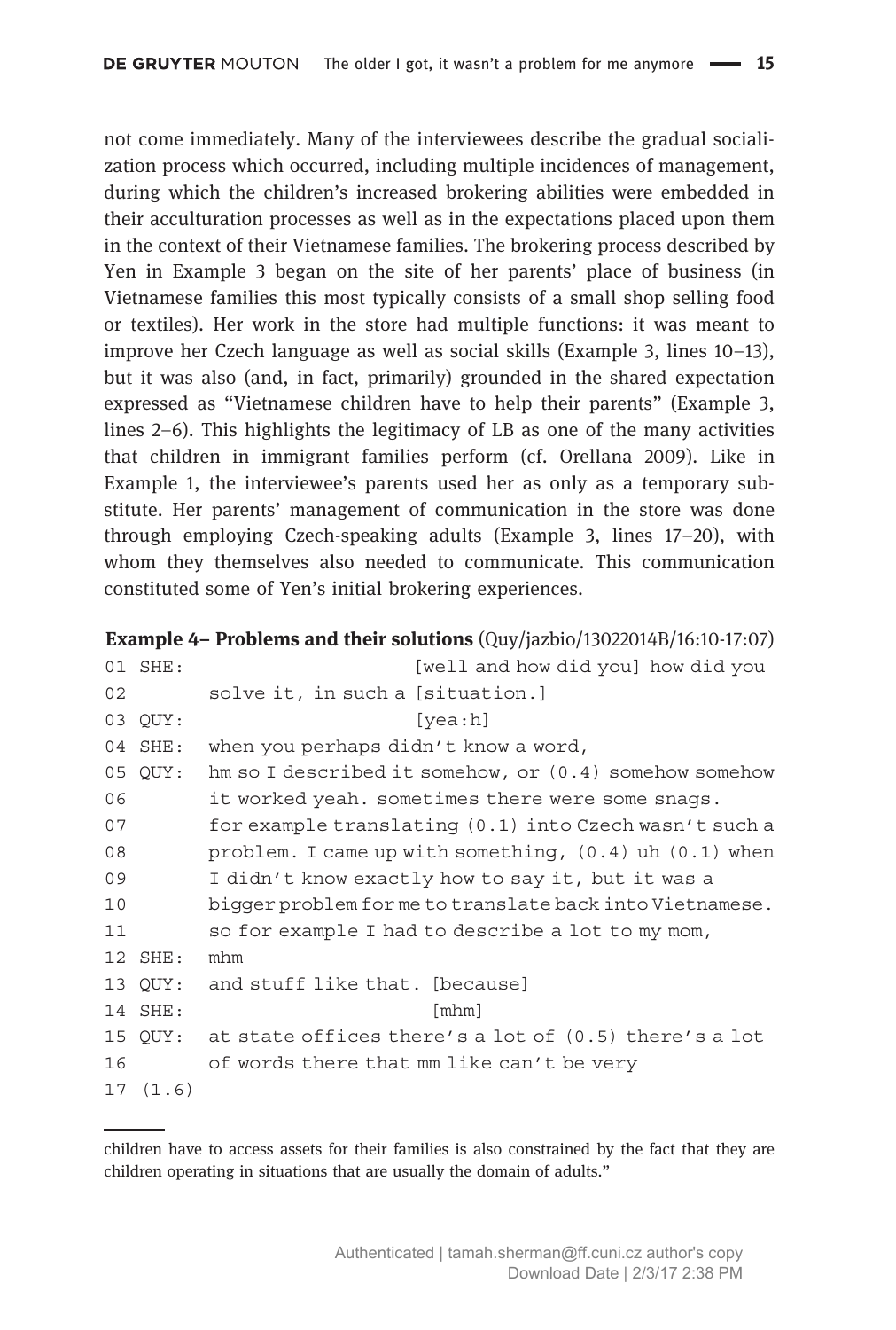not come immediately. Many of the interviewees describe the gradual socialization process which occurred, including multiple incidences of management, during which the children's increased brokering abilities were embedded in their acculturation processes as well as in the expectations placed upon them in the context of their Vietnamese families. The brokering process described by Yen in Example 3 began on the site of her parents' place of business (in Vietnamese families this most typically consists of a small shop selling food or textiles). Her work in the store had multiple functions: it was meant to improve her Czech language as well as social skills (Example 3, lines 10–13), but it was also (and, in fact, primarily) grounded in the shared expectation expressed as "Vietnamese children have to help their parents" (Example 3, lines 2–6). This highlights the legitimacy of LB as one of the many activities that children in immigrant families perform (cf. Orellana 2009). Like in Example 1, the interviewee's parents used her as only as a temporary substitute. Her parents' management of communication in the store was done through employing Czech-speaking adults (Example 3, lines 17–20), with whom they themselves also needed to communicate. This communication constituted some of Yen's initial brokering experiences.

**Example 4– Problems and their solutions** (Quy/jazbio/13022014B/16:10-17:07)

```
01 SHE:                      [well and how did you] how did you
02        solve it, in such a [situation.]
03 QUY:                       [yea:h]
04 SHE:   when you perhaps didn't know a word,
05 QUY:   hm so I described it somehow, or (0.4) somehow somehow
06        it worked yeah. sometimes there were some snags.
07        for example translating (0.1) into Czech wasn't such a
08        problem. I came up with something, (0.4) uh (0.1) when
09        I didn't know exactly how to say it, but it was a
10        bigger problem for me to translate back into Vietnamese.
11        so for example I had to describe a lot to my mom,
12 SHE:   mhm
13 QUY:   and stuff like that. [because]
14 SHE:                        [mhm]
15 QUY:   at state offices there's a lot of (0.5) there's a lot
16        of words there that mm like can't be very
17 (1.6)
```

children have to access assets for their families is also constrained by the fact that they are children operating in situations that are usually the domain of adults."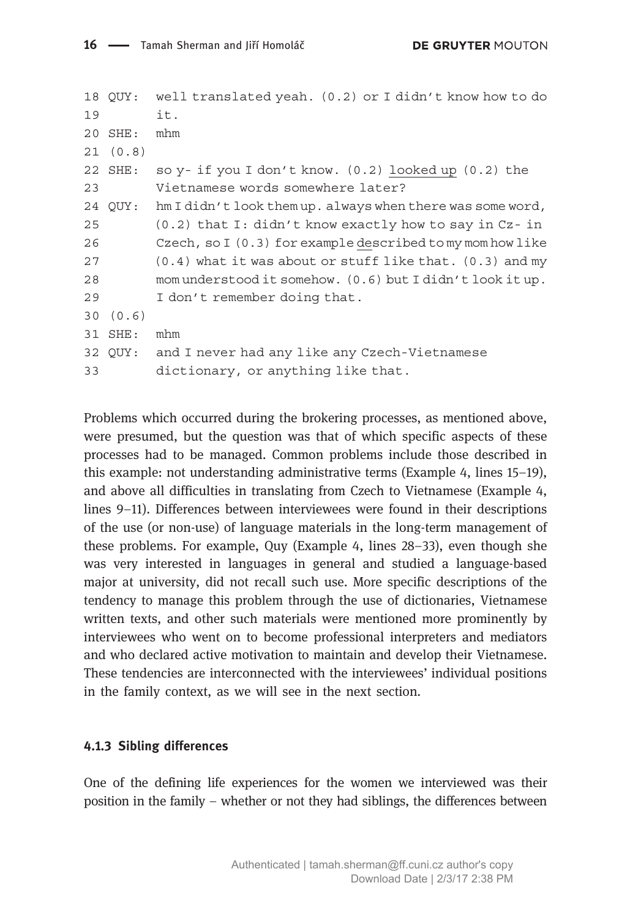```
18 QUY:  well translated yeah. (0.2) or I didn't know how to do
19       it.
20 SHE:  mhm
21 (0.8)
22 SHE:  so y- if you I don't know. (0.2) looked up (0.2) the
23       Vietnamese words somewhere later?
24 QUY:  hm I didn't look them up. always when there was some word,
25       (0.2) that I: didn't know exactly how to say in Cz- in
26       Czech, so I (0.3) for example described to my mom how like
27       (0.4) what it was about or stuff like that. (0.3) and my
28       mom understood it somehow. (0.6) but I didn't look it up.
29       I don't remember doing that.
30 (0.6)
31 SHE:  mhm
32 QUY:  and I never had any like any Czech-Vietnamese
33       dictionary, or anything like that.
```

Problems which occurred during the brokering processes, as mentioned above, were presumed, but the question was that of which specific aspects of these processes had to be managed. Common problems include those described in this example: not understanding administrative terms (Example 4, lines 15–19), and above all difficulties in translating from Czech to Vietnamese (Example 4, lines 9–11). Differences between interviewees were found in their descriptions of the use (or non-use) of language materials in the long-term management of these problems. For example, Quy (Example 4, lines 28–33), even though she was very interested in languages in general and studied a language-based major at university, did not recall such use. More specific descriptions of the tendency to manage this problem through the use of dictionaries, Vietnamese written texts, and other such materials were mentioned more prominently by interviewees who went on to become professional interpreters and mediators and who declared active motivation to maintain and develop their Vietnamese. These tendencies are interconnected with the interviewees' individual positions in the family context, as we will see in the next section.

#### 4.1.3 Sibling differences

One of the defining life experiences for the women we interviewed was their position in the family – whether or not they had siblings, the differences between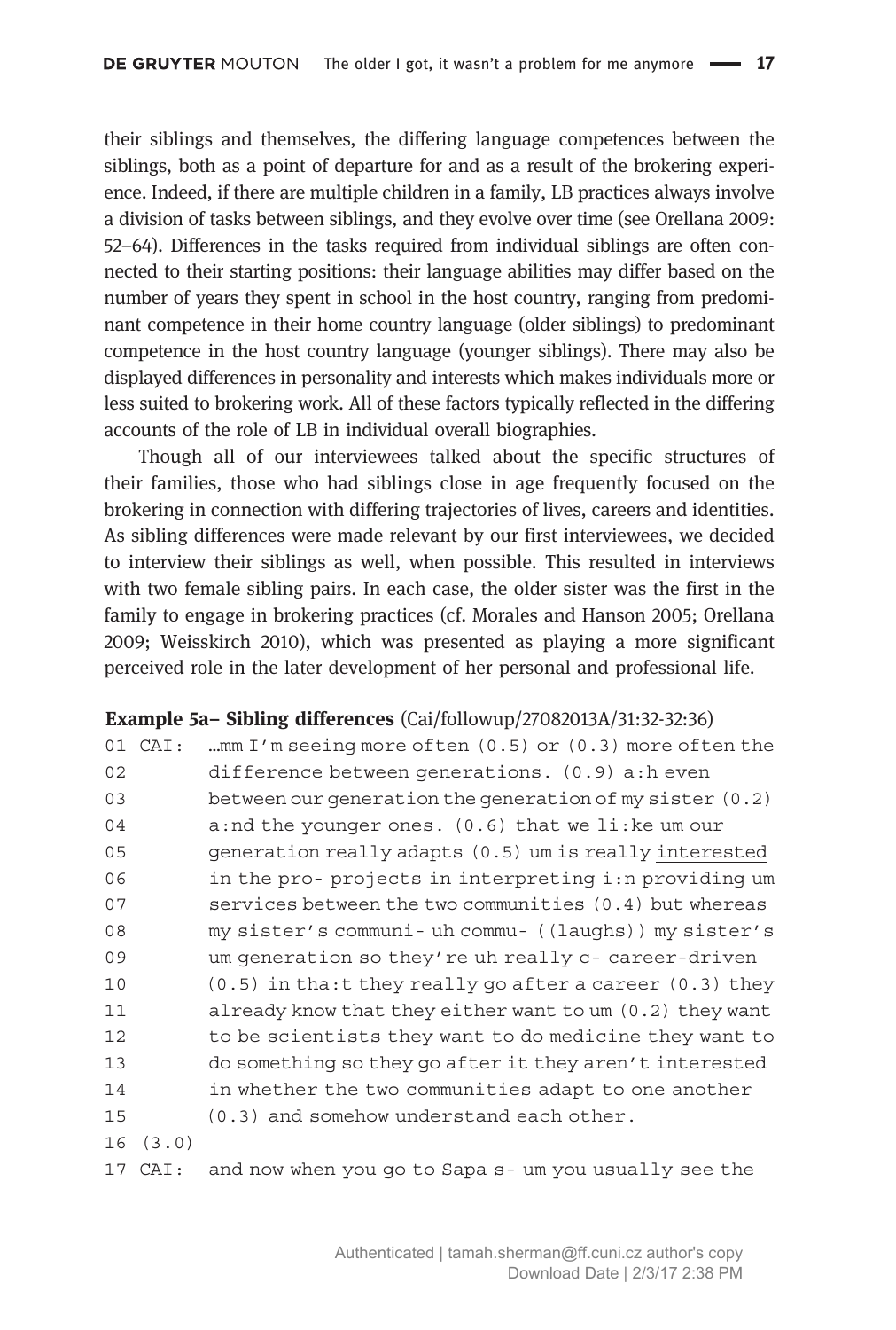their siblings and themselves, the differing language competences between the siblings, both as a point of departure for and as a result of the brokering experience. Indeed, if there are multiple children in a family, LB practices always involve a division of tasks between siblings, and they evolve over time (see Orellana 2009: 52–64). Differences in the tasks required from individual siblings are often connected to their starting positions: their language abilities may differ based on the number of years they spent in school in the host country, ranging from predominant competence in their home country language (older siblings) to predominant competence in the host country language (younger siblings). There may also be displayed differences in personality and interests which makes individuals more or less suited to brokering work. All of these factors typically reflected in the differing accounts of the role of LB in individual overall biographies.

Though all of our interviewees talked about the specific structures of their families, those who had siblings close in age frequently focused on the brokering in connection with differing trajectories of lives, careers and identities. As sibling differences were made relevant by our first interviewees, we decided to interview their siblings as well, when possible. This resulted in interviews with two female sibling pairs. In each case, the older sister was the first in the family to engage in brokering practices (cf. Morales and Hanson 2005; Orellana 2009; Weisskirch 2010), which was presented as playing a more significant perceived role in the later development of her personal and professional life.

**Example 5a– Sibling differences** (Cai/followup/27082013A/31:32-32:36)

```
01 CAI:  …mm I'm seeing more often (0.5) or (0.3) more often the
02       difference between generations. (0.9) a:h even
03       between our generation the generation of my sister (0.2)
04       a:nd the younger ones. (0.6) that we li:ke um our
05       generation really adapts (0.5) um is really interested
06       in the pro- projects in interpreting i:n providing um
07       services between the two communities (0.4) but whereas
08       my sister's communi- uh commu- ((laughs)) my sister's
09       um generation so they're uh really c- career-driven
10       (0.5) in tha:t they really go after a career (0.3) they
11       already know that they either want to um (0.2) they want
12       to be scientists they want to do medicine they want to
13       do something so they go after it they aren't interested
14       in whether the two communities adapt to one another
15       (0.3) and somehow understand each other.
16 (3.0)
17 CAI:  and now when you go to Sapa s- um you usually see the
```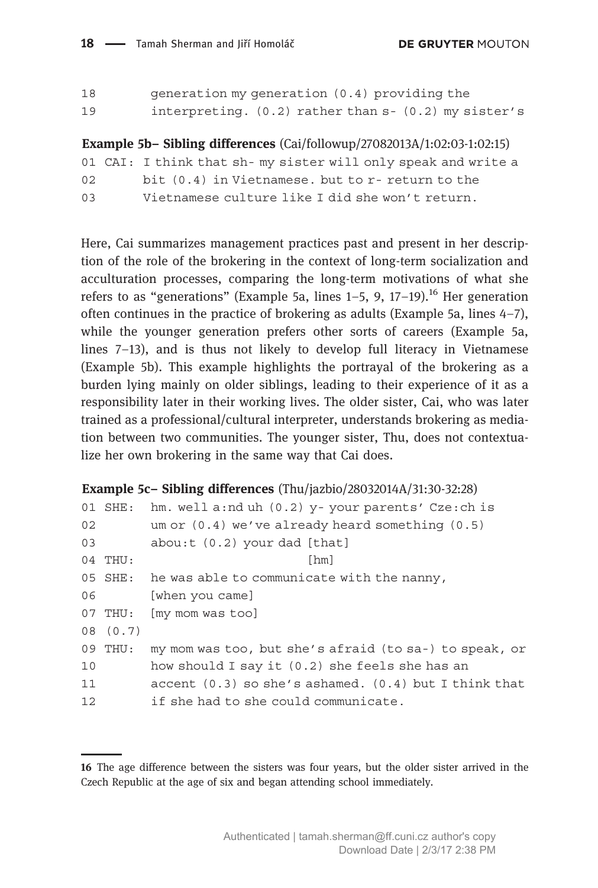```
18        generation my generation (0.4) providing the
19        interpreting. (0.2) rather than s- (0.2) my sister's
```

**Example 5b– Sibling differences** (Cai/followup/27082013A/1:02:03-1:02:15)

```
01 CAI: I think that sh- my sister will only speak and write a
02      bit (0.4) in Vietnamese. but to r- return to the
03      Vietnamese culture like I did she won't return.
```

Here, Cai summarizes management practices past and present in her description of the role of the brokering in the context of long-term socialization and acculturation processes, comparing the long-term motivations of what she refers to as "generations" (Example 5a, lines 1–5, 9, 17–19).[16] Her generation often continues in the practice of brokering as adults (Example 5a, lines 4–7), while the younger generation prefers other sorts of careers (Example 5a, lines 7–13), and is thus not likely to develop full literacy in Vietnamese (Example 5b). This example highlights the portrayal of the brokering as a burden lying mainly on older siblings, leading to their experience of it as a responsibility later in their working lives. The older sister, Cai, who was later trained as a professional/cultural interpreter, understands brokering as mediation between two communities. The younger sister, Thu, does not contextualize her own brokering in the same way that Cai does.

**Example 5c– Sibling differences** (Thu/jazbio/28032014A/31:30-32:28)

```
01 SHE:  hm. well a:nd uh (0.2) y- your parents' Cze:ch is
02       um or (0.4) we've already heard something (0.5)
03       abou:t (0.2) your dad [that]
04 THU:                        [hm]
05 SHE:  he was able to communicate with the nanny,
06       [when you came]
07 THU:  [my mom was too]
08 (0.7)
09 THU:  my mom was too, but she's afraid (to sa-) to speak, or
10       how should I say it (0.2) she feels she has an
11       accent (0.3) so she's ashamed. (0.4) but I think that
12       if she had to she could communicate.
```

---

16 The age difference between the sisters was four years, but the older sister arrived in the Czech Republic at the age of six and began attending school immediately.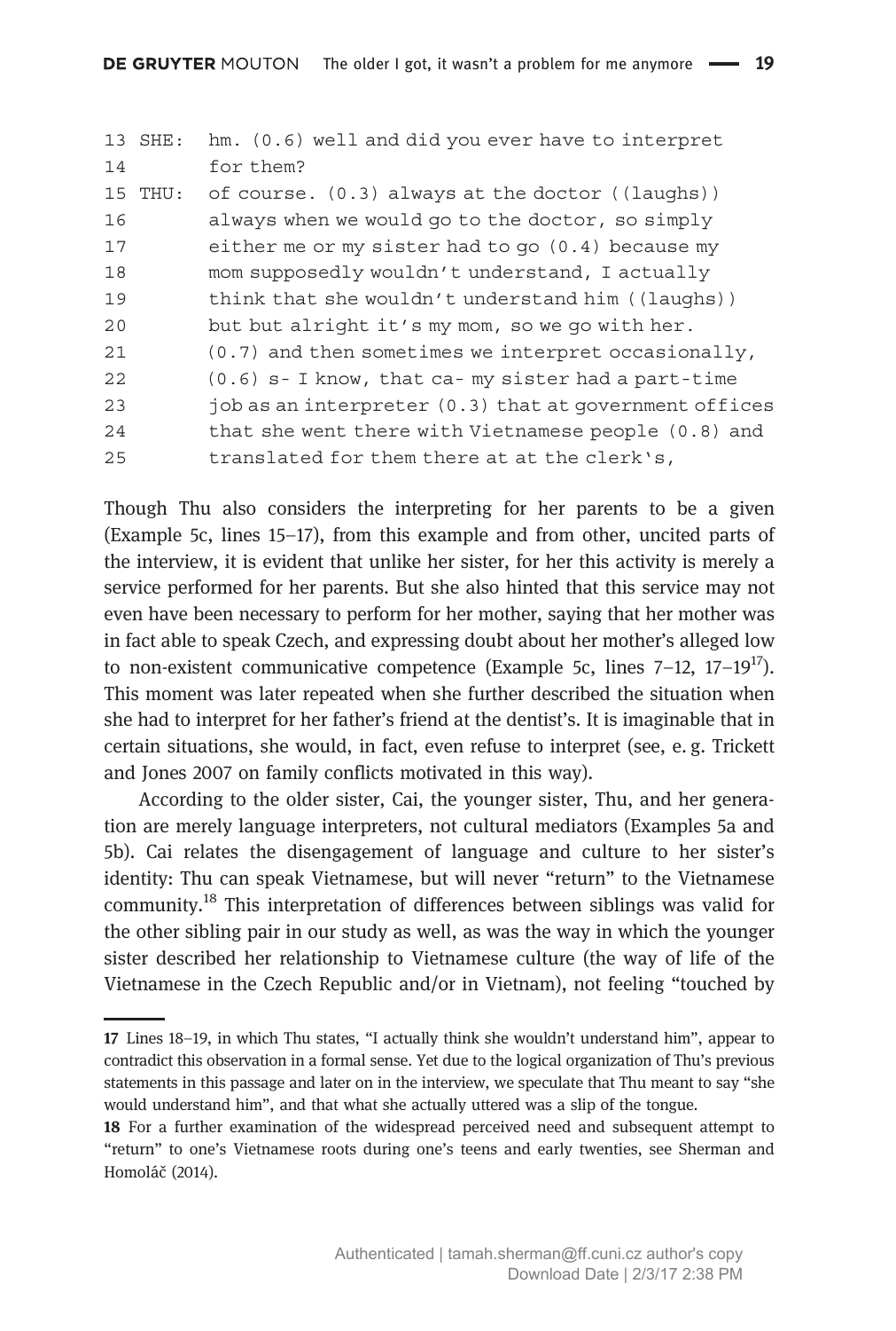```
13 SHE:  hm. (0.6) well and did you ever have to interpret
14       for them?
15 THU:  of course. (0.3) always at the doctor ((laughs))
16       always when we would go to the doctor, so simply
17       either me or my sister had to go (0.4) because my
18       mom supposedly wouldn't understand, I actually
19       think that she wouldn't understand him ((laughs))
20       but but alright it's my mom, so we go with her.
21       (0.7) and then sometimes we interpret occasionally,
22       (0.6) s- I know, that ca- my sister had a part-time
23       job as an interpreter (0.3) that at government offices
24       that she went there with Vietnamese people (0.8) and
25       translated for them there at at the clerk's,
```

Though Thu also considers the interpreting for her parents to be a given (Example 5c, lines 15–17), from this example and from other, uncited parts of the interview, it is evident that unlike her sister, for her this activity is merely a service performed for her parents. But she also hinted that this service may not even have been necessary to perform for her mother, saying that her mother was in fact able to speak Czech, and expressing doubt about her mother's alleged low to non-existent communicative competence (Example 5c, lines 7–12, 17–19[17]). This moment was later repeated when she further described the situation when she had to interpret for her father's friend at the dentist's. It is imaginable that in certain situations, she would, in fact, even refuse to interpret (see, e. g. Trickett and Jones 2007 on family conflicts motivated in this way).

According to the older sister, Cai, the younger sister, Thu, and her generation are merely language interpreters, not cultural mediators (Examples 5a and 5b). Cai relates the disengagement of language and culture to her sister's identity: Thu can speak Vietnamese, but will never "return" to the Vietnamese community.[18] This interpretation of differences between siblings was valid for the other sibling pair in our study as well, as was the way in which the younger sister described her relationship to Vietnamese culture (the way of life of the Vietnamese in the Czech Republic and/or in Vietnam), not feeling "touched by

---

17 Lines 18–19, in which Thu states, "I actually think she wouldn't understand him", appear to contradict this observation in a formal sense. Yet due to the logical organization of Thu's previous statements in this passage and later on in the interview, we speculate that Thu meant to say "she would understand him", and that what she actually uttered was a slip of the tongue.

18 For a further examination of the widespread perceived need and subsequent attempt to "return" to one's Vietnamese roots during one's teens and early twenties, see Sherman and Homoláč (2014).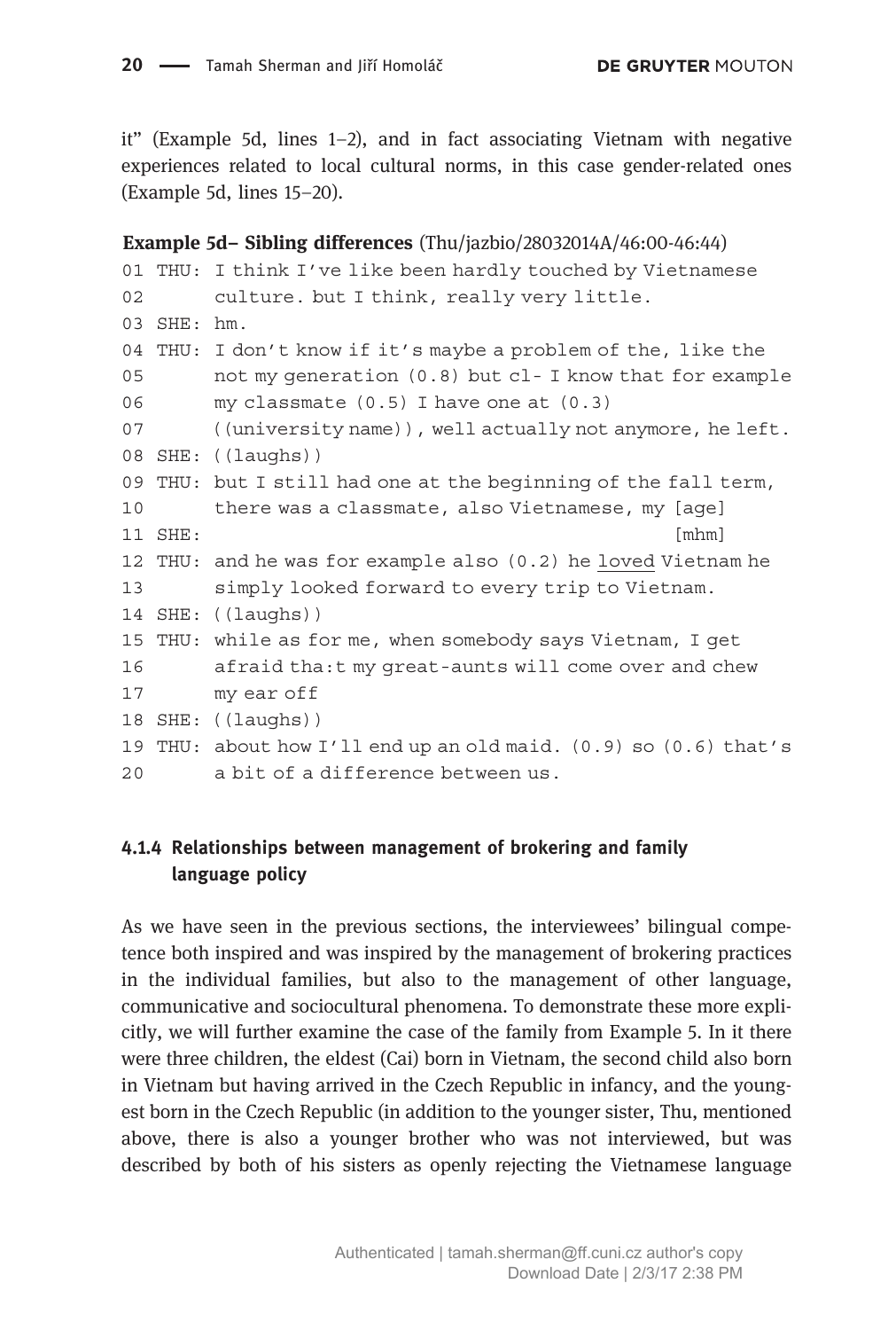it" (Example 5d, lines 1–2), and in fact associating Vietnam with negative experiences related to local cultural norms, in this case gender-related ones (Example 5d, lines 15–20).

**Example 5d– Sibling differences** (Thu/jazbio/28032014A/46:00-46:44)

```
01 THU: I think I've like been hardly touched by Vietnamese
02      culture. but I think, really very little.
03 SHE: hm.
04 THU: I don't know if it's maybe a problem of the, like the
05      not my generation (0.8) but cl- I know that for example
06      my classmate (0.5) I have one at (0.3)
07      ((university name)), well actually not anymore, he left.
08 SHE: ((laughs))
09 THU: but I still had one at the beginning of the fall term,
10      there was a classmate, also Vietnamese, my [age]
11 SHE:                                            [mhm]
12 THU: and he was for example also (0.2) he loved Vietnam he
13      simply looked forward to every trip to Vietnam.
14 SHE: ((laughs))
15 THU: while as for me, when somebody says Vietnam, I get
16      afraid tha:t my great-aunts will come over and chew
17      my ear off
18 SHE: ((laughs))
19 THU: about how I'll end up an old maid. (0.9) so (0.6) that's
20      a bit of a difference between us.
```

### 4.1.4 Relationships between management of brokering and family language policy

As we have seen in the previous sections, the interviewees' bilingual competence both inspired and was inspired by the management of brokering practices in the individual families, but also to the management of other language, communicative and sociocultural phenomena. To demonstrate these more explicitly, we will further examine the case of the family from Example 5. In it there were three children, the eldest (Cai) born in Vietnam, the second child also born in Vietnam but having arrived in the Czech Republic in infancy, and the youngest born in the Czech Republic (in addition to the younger sister, Thu, mentioned above, there is also a younger brother who was not interviewed, but was described by both of his sisters as openly rejecting the Vietnamese language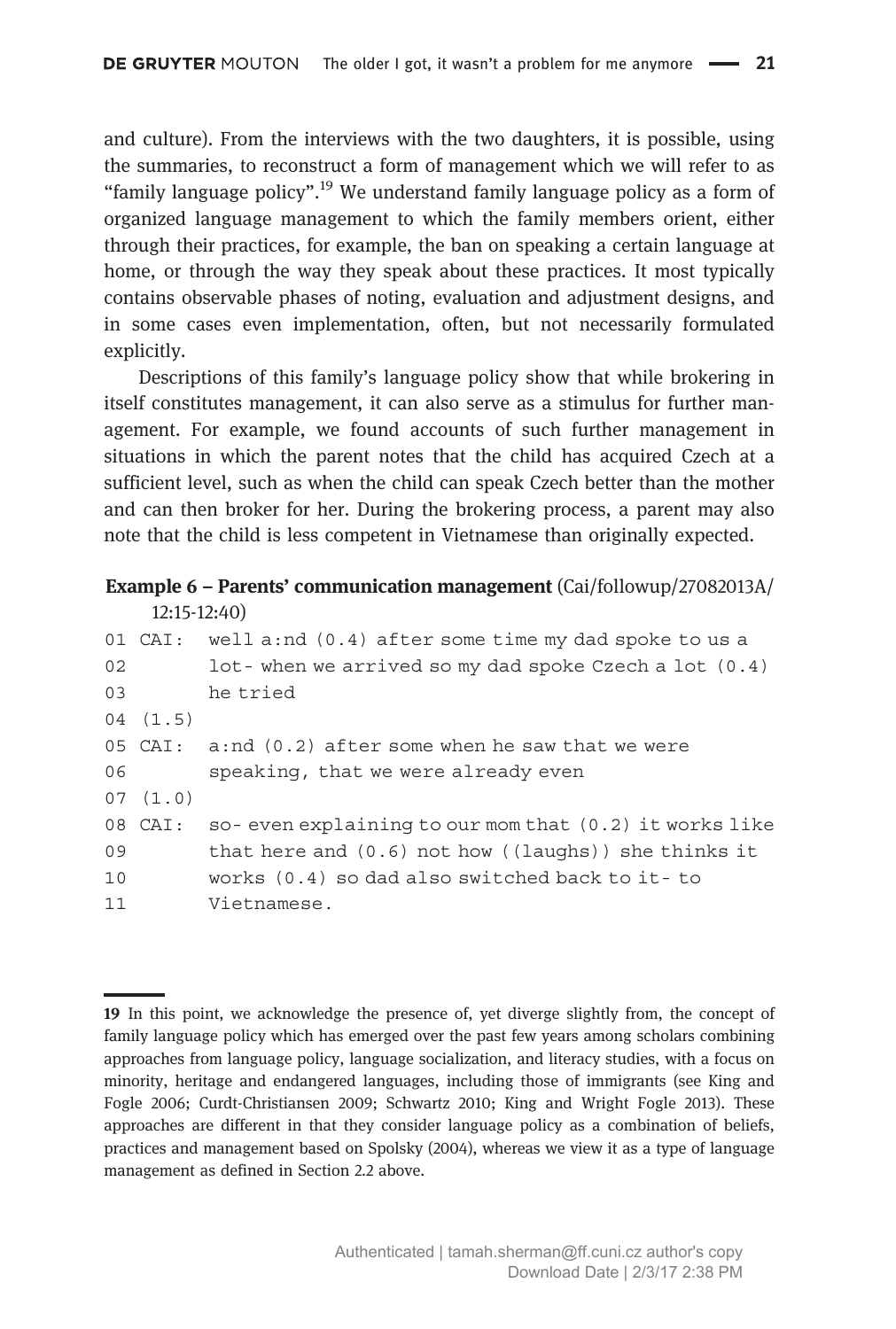and culture). From the interviews with the two daughters, it is possible, using the summaries, to reconstruct a form of management which we will refer to as "family language policy".[19] We understand family language policy as a form of organized language management to which the family members orient, either through their practices, for example, the ban on speaking a certain language at home, or through the way they speak about these practices. It most typically contains observable phases of noting, evaluation and adjustment designs, and in some cases even implementation, often, but not necessarily formulated explicitly.

Descriptions of this family's language policy show that while brokering in itself constitutes management, it can also serve as a stimulus for further management. For example, we found accounts of such further management in situations in which the parent notes that the child has acquired Czech at a sufficient level, such as when the child can speak Czech better than the mother and can then broker for her. During the brokering process, a parent may also note that the child is less competent in Vietnamese than originally expected.

**Example 6 – Parents' communication management** (Cai/followup/27082013A/12:15-12:40)

```
01 CAI:  well a:nd (0.4) after some time my dad spoke to us a
02       lot- when we arrived so my dad spoke Czech a lot (0.4)
03       he tried
04 (1.5)
05 CAI:  a:nd (0.2) after some when he saw that we were
06       speaking, that we were already even
07 (1.0)
08 CAI:  so- even explaining to our mom that (0.2) it works like
09       that here and (0.6) not how ((laughs)) she thinks it
10       works (0.4) so dad also switched back to it- to
11       Vietnamese.
```

19 In this point, we acknowledge the presence of, yet diverge slightly from, the concept of family language policy which has emerged over the past few years among scholars combining approaches from language policy, language socialization, and literacy studies, with a focus on minority, heritage and endangered languages, including those of immigrants (see King and Fogle 2006; Curdt-Christiansen 2009; Schwartz 2010; King and Wright Fogle 2013). These approaches are different in that they consider language policy as a combination of beliefs, practices and management based on Spolsky (2004), whereas we view it as a type of language management as defined in Section 2.2 above.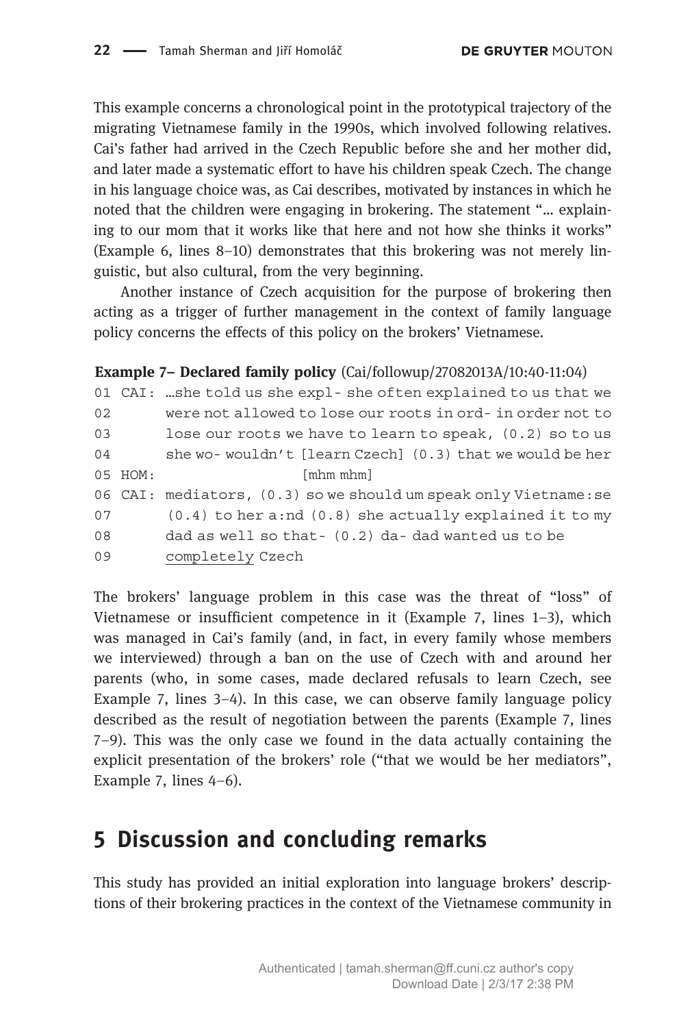This example concerns a chronological point in the prototypical trajectory of the migrating Vietnamese family in the 1990s, which involved following relatives. Cai's father had arrived in the Czech Republic before she and her mother did, and later made a systematic effort to have his children speak Czech. The change in his language choice was, as Cai describes, motivated by instances in which he noted that the children were engaging in brokering. The statement "… explaining to our mom that it works like that here and not how she thinks it works" (Example 6, lines 8–10) demonstrates that this brokering was not merely linguistic, but also cultural, from the very beginning.

Another instance of Czech acquisition for the purpose of brokering then acting as a trigger of further management in the context of family language policy concerns the effects of this policy on the brokers' Vietnamese.

**Example 7– Declared family policy** (Cai/followup/27082013A/10:40-11:04)

```
01 CAI: …she told us she expl- she often explained to us that we
02      were not allowed to lose our roots in ord- in order not to
03      lose our roots we have to learn to speak, (0.2) so to us
04      she wo- wouldn't [learn Czech] (0.3) that we would be her
05 HOM:                  [mhm mhm]
06 CAI: mediators, (0.3) so we should um speak only Vietname:se
07      (0.4) to her a:nd (0.8) she actually explained it to my
08      dad as well so that- (0.2) da- dad wanted us to be
09      completely Czech
```

The brokers' language problem in this case was the threat of "loss" of Vietnamese or insufficient competence in it (Example 7, lines 1–3), which was managed in Cai's family (and, in fact, in every family whose members we interviewed) through a ban on the use of Czech with and around her parents (who, in some cases, made declared refusals to learn Czech, see Example 7, lines 3–4). In this case, we can observe family language policy described as the result of negotiation between the parents (Example 7, lines 7–9). This was the only case we found in the data actually containing the explicit presentation of the brokers' role ("that we would be her mediators", Example 7, lines 4–6).

## 5 Discussion and concluding remarks

This study has provided an initial exploration into language brokers' descriptions of their brokering practices in the context of the Vietnamese community in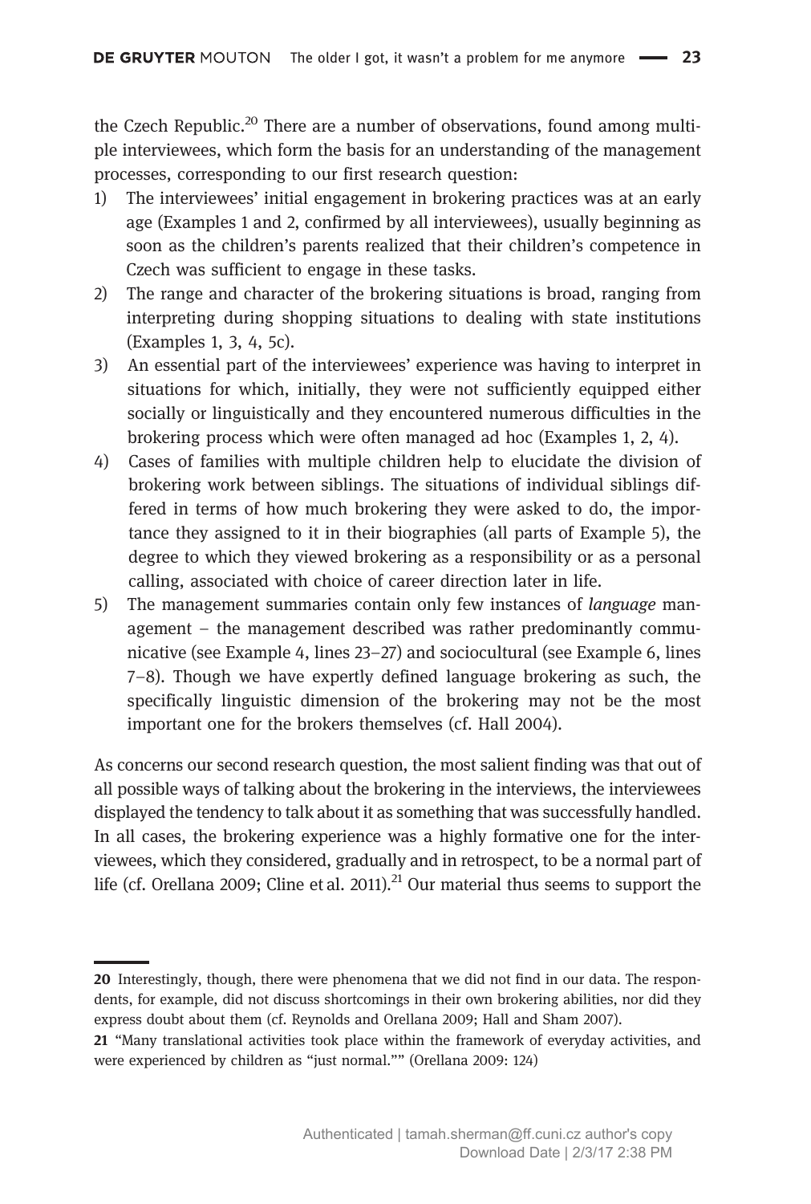the Czech Republic.[20] There are a number of observations, found among multiple interviewees, which form the basis for an understanding of the management processes, corresponding to our first research question:

1) The interviewees' initial engagement in brokering practices was at an early age (Examples 1 and 2, confirmed by all interviewees), usually beginning as soon as the children's parents realized that their children's competence in Czech was sufficient to engage in these tasks.
2) The range and character of the brokering situations is broad, ranging from interpreting during shopping situations to dealing with state institutions (Examples 1, 3, 4, 5c).
3) An essential part of the interviewees' experience was having to interpret in situations for which, initially, they were not sufficiently equipped either socially or linguistically and they encountered numerous difficulties in the brokering process which were often managed ad hoc (Examples 1, 2, 4).
4) Cases of families with multiple children help to elucidate the division of brokering work between siblings. The situations of individual siblings differed in terms of how much brokering they were asked to do, the importance they assigned to it in their biographies (all parts of Example 5), the degree to which they viewed brokering as a responsibility or as a personal calling, associated with choice of career direction later in life.
5) The management summaries contain only few instances of *language* management – the management described was rather predominantly communicative (see Example 4, lines 23–27) and sociocultural (see Example 6, lines 7–8). Though we have expertly defined language brokering as such, the specifically linguistic dimension of the brokering may not be the most important one for the brokers themselves (cf. Hall 2004).

As concerns our second research question, the most salient finding was that out of all possible ways of talking about the brokering in the interviews, the interviewees displayed the tendency to talk about it as something that was successfully handled. In all cases, the brokering experience was a highly formative one for the interviewees, which they considered, gradually and in retrospect, to be a normal part of life (cf. Orellana 2009; Cline et al. 2011).[21] Our material thus seems to support the

---

20 Interestingly, though, there were phenomena that we did not find in our data. The respondents, for example, did not discuss shortcomings in their own brokering abilities, nor did they express doubt about them (cf. Reynolds and Orellana 2009; Hall and Sham 2007).

21 "Many translational activities took place within the framework of everyday activities, and were experienced by children as "just normal."" (Orellana 2009: 124)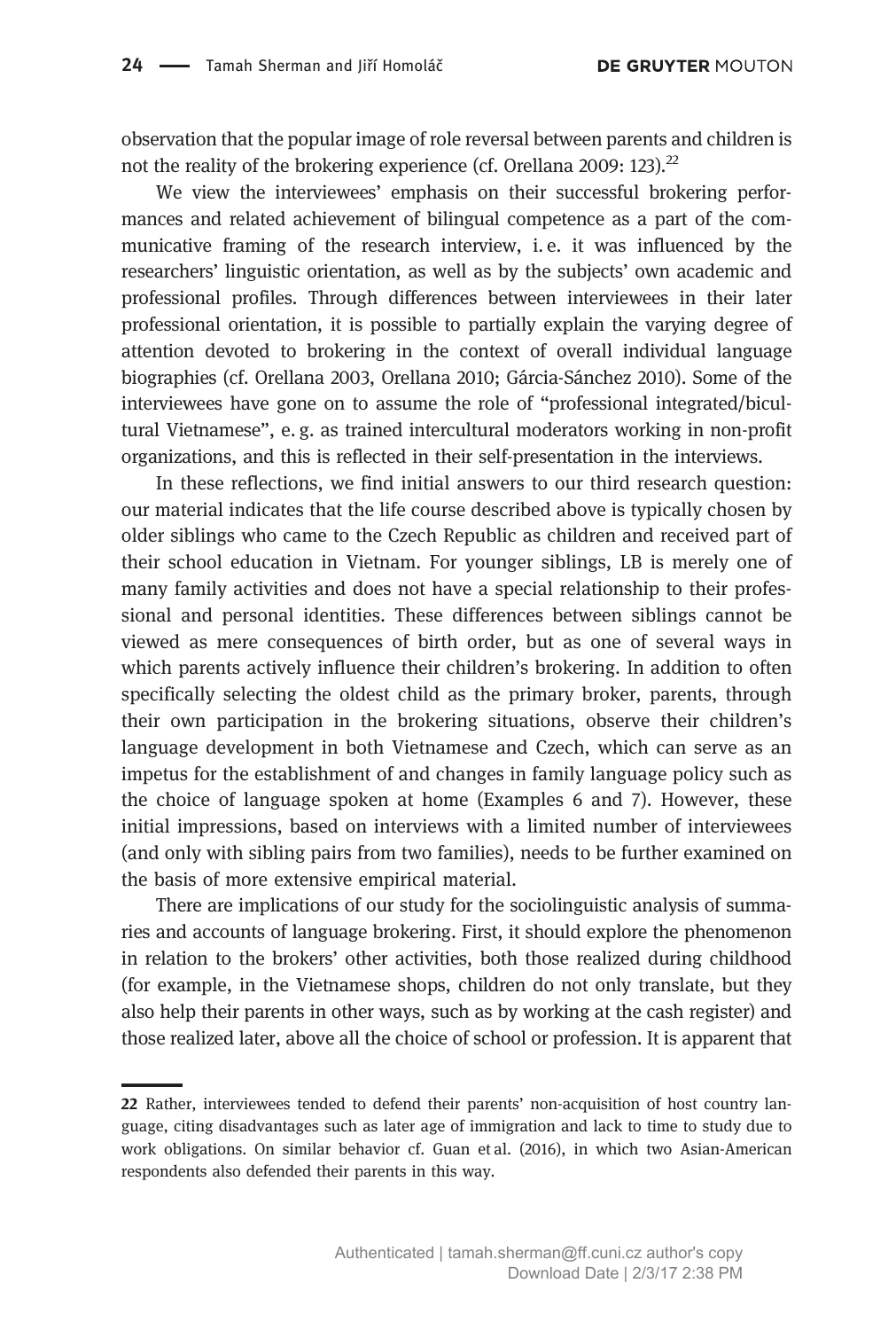observation that the popular image of role reversal between parents and children is not the reality of the brokering experience (cf. Orellana 2009: 123).[22]

We view the interviewees' emphasis on their successful brokering performances and related achievement of bilingual competence as a part of the communicative framing of the research interview, i. e. it was influenced by the researchers' linguistic orientation, as well as by the subjects' own academic and professional profiles. Through differences between interviewees in their later professional orientation, it is possible to partially explain the varying degree of attention devoted to brokering in the context of overall individual language biographies (cf. Orellana 2003, Orellana 2010; Gárcia-Sánchez 2010). Some of the interviewees have gone on to assume the role of "professional integrated/bicultural Vietnamese", e. g. as trained intercultural moderators working in non-profit organizations, and this is reflected in their self-presentation in the interviews.

In these reflections, we find initial answers to our third research question: our material indicates that the life course described above is typically chosen by older siblings who came to the Czech Republic as children and received part of their school education in Vietnam. For younger siblings, LB is merely one of many family activities and does not have a special relationship to their professional and personal identities. These differences between siblings cannot be viewed as mere consequences of birth order, but as one of several ways in which parents actively influence their children's brokering. In addition to often specifically selecting the oldest child as the primary broker, parents, through their own participation in the brokering situations, observe their children's language development in both Vietnamese and Czech, which can serve as an impetus for the establishment of and changes in family language policy such as the choice of language spoken at home (Examples 6 and 7). However, these initial impressions, based on interviews with a limited number of interviewees (and only with sibling pairs from two families), needs to be further examined on the basis of more extensive empirical material.

There are implications of our study for the sociolinguistic analysis of summaries and accounts of language brokering. First, it should explore the phenomenon in relation to the brokers' other activities, both those realized during childhood (for example, in the Vietnamese shops, children do not only translate, but they also help their parents in other ways, such as by working at the cash register) and those realized later, above all the choice of school or profession. It is apparent that

---

22 Rather, interviewees tended to defend their parents' non-acquisition of host country language, citing disadvantages such as later age of immigration and lack to time to study due to work obligations. On similar behavior cf. Guan et al. (2016), in which two Asian-American respondents also defended their parents in this way.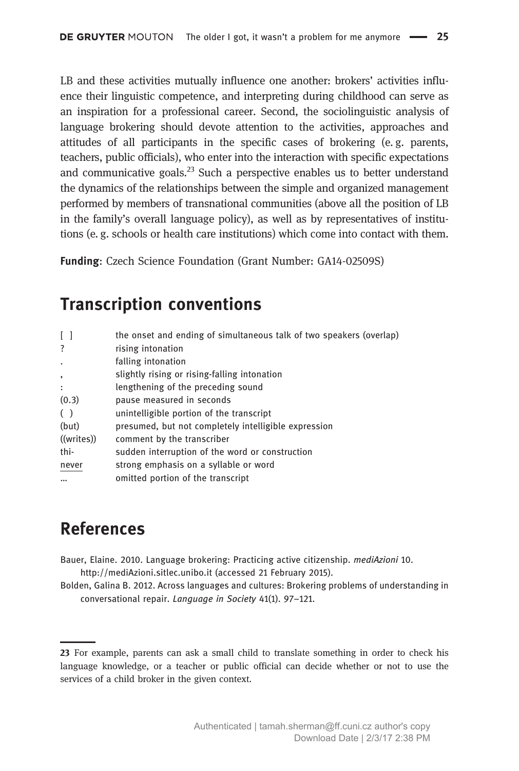LB and these activities mutually influence one another: brokers' activities influence their linguistic competence, and interpreting during childhood can serve as an inspiration for a professional career. Second, the sociolinguistic analysis of language brokering should devote attention to the activities, approaches and attitudes of all participants in the specific cases of brokering (e. g. parents, teachers, public officials), who enter into the interaction with specific expectations and communicative goals.[23] Such a perspective enables us to better understand the dynamics of the relationships between the simple and organized management performed by members of transnational communities (above all the position of LB in the family's overall language policy), as well as by representatives of institutions (e. g. schools or health care institutions) which come into contact with them.

**Funding**: Czech Science Foundation (Grant Number: GA14-02509S)

## Transcription conventions

| | |
|---|---|
| [ ] | the onset and ending of simultaneous talk of two speakers (overlap) |
| ? | rising intonation |
| . | falling intonation |
| , | slightly rising or rising-falling intonation |
| : | lengthening of the preceding sound |
| (0.3) | pause measured in seconds |
| ( ) | unintelligible portion of the transcript |
| (but) | presumed, but not completely intelligible expression |
| ((writes)) | comment by the transcriber |
| thi- | sudden interruption of the word or construction |
| <u>never</u> | strong emphasis on a syllable or word |
| … | omitted portion of the transcript |

## References

Bauer, Elaine. 2010. Language brokering: Practicing active citizenship. *mediAzioni* 10. http://mediAzioni.sitlec.unibo.it (accessed 21 February 2015).

Bolden, Galina B. 2012. Across languages and cultures: Brokering problems of understanding in conversational repair. *Language in Society* 41(1). 97–121.

---

23 For example, parents can ask a small child to translate something in order to check his language knowledge, or a teacher or public official can decide whether or not to use the services of a child broker in the given context.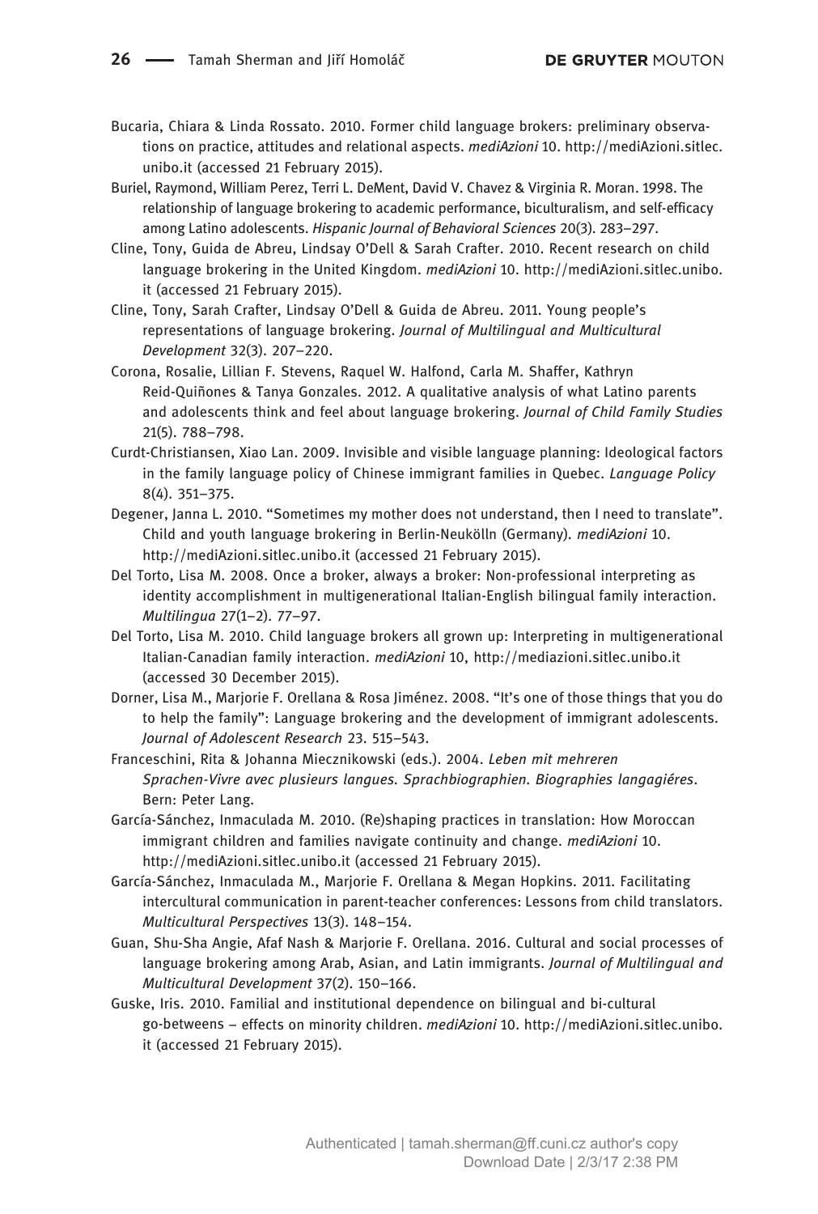Bucaria, Chiara & Linda Rossato. 2010. Former child language brokers: preliminary observations on practice, attitudes and relational aspects. *mediAzioni* 10. http://mediAzioni.sitlec.unibo.it (accessed 21 February 2015).

Buriel, Raymond, William Perez, Terri L. DeMent, David V. Chavez & Virginia R. Moran. 1998. The relationship of language brokering to academic performance, biculturalism, and self-efficacy among Latino adolescents. *Hispanic Journal of Behavioral Sciences* 20(3). 283–297.

Cline, Tony, Guida de Abreu, Lindsay O'Dell & Sarah Crafter. 2010. Recent research on child language brokering in the United Kingdom. *mediAzioni* 10. http://mediAzioni.sitlec.unibo.it (accessed 21 February 2015).

Cline, Tony, Sarah Crafter, Lindsay O'Dell & Guida de Abreu. 2011. Young people's representations of language brokering. *Journal of Multilingual and Multicultural Development* 32(3). 207–220.

Corona, Rosalie, Lillian F. Stevens, Raquel W. Halfond, Carla M. Shaffer, Kathryn Reid-Quiñones & Tanya Gonzales. 2012. A qualitative analysis of what Latino parents and adolescents think and feel about language brokering. *Journal of Child Family Studies* 21(5). 788–798.

Curdt-Christiansen, Xiao Lan. 2009. Invisible and visible language planning: Ideological factors in the family language policy of Chinese immigrant families in Quebec. *Language Policy* 8(4). 351–375.

Degener, Janna L. 2010. "Sometimes my mother does not understand, then I need to translate". Child and youth language brokering in Berlin-Neukölln (Germany). *mediAzioni* 10. http://mediAzioni.sitlec.unibo.it (accessed 21 February 2015).

Del Torto, Lisa M. 2008. Once a broker, always a broker: Non-professional interpreting as identity accomplishment in multigenerational Italian-English bilingual family interaction. *Multilingua* 27(1–2). 77–97.

Del Torto, Lisa M. 2010. Child language brokers all grown up: Interpreting in multigenerational Italian-Canadian family interaction. *mediAzioni* 10, http://mediazioni.sitlec.unibo.it (accessed 30 December 2015).

Dorner, Lisa M., Marjorie F. Orellana & Rosa Jiménez. 2008. "It's one of those things that you do to help the family": Language brokering and the development of immigrant adolescents. *Journal of Adolescent Research* 23. 515–543.

Franceschini, Rita & Johanna Miecznikowski (eds.). 2004. *Leben mit mehreren Sprachen-Vivre avec plusieurs langues. Sprachbiographien. Biographies langagiéres*. Bern: Peter Lang.

García-Sánchez, Inmaculada M. 2010. (Re)shaping practices in translation: How Moroccan immigrant children and families navigate continuity and change. *mediAzioni* 10. http://mediAzioni.sitlec.unibo.it (accessed 21 February 2015).

García-Sánchez, Inmaculada M., Marjorie F. Orellana & Megan Hopkins. 2011. Facilitating intercultural communication in parent-teacher conferences: Lessons from child translators. *Multicultural Perspectives* 13(3). 148–154.

Guan, Shu-Sha Angie, Afaf Nash & Marjorie F. Orellana. 2016. Cultural and social processes of language brokering among Arab, Asian, and Latin immigrants. *Journal of Multilingual and Multicultural Development* 37(2). 150–166.

Guske, Iris. 2010. Familial and institutional dependence on bilingual and bi-cultural go-betweens – effects on minority children. *mediAzioni* 10. http://mediAzioni.sitlec.unibo.it (accessed 21 February 2015).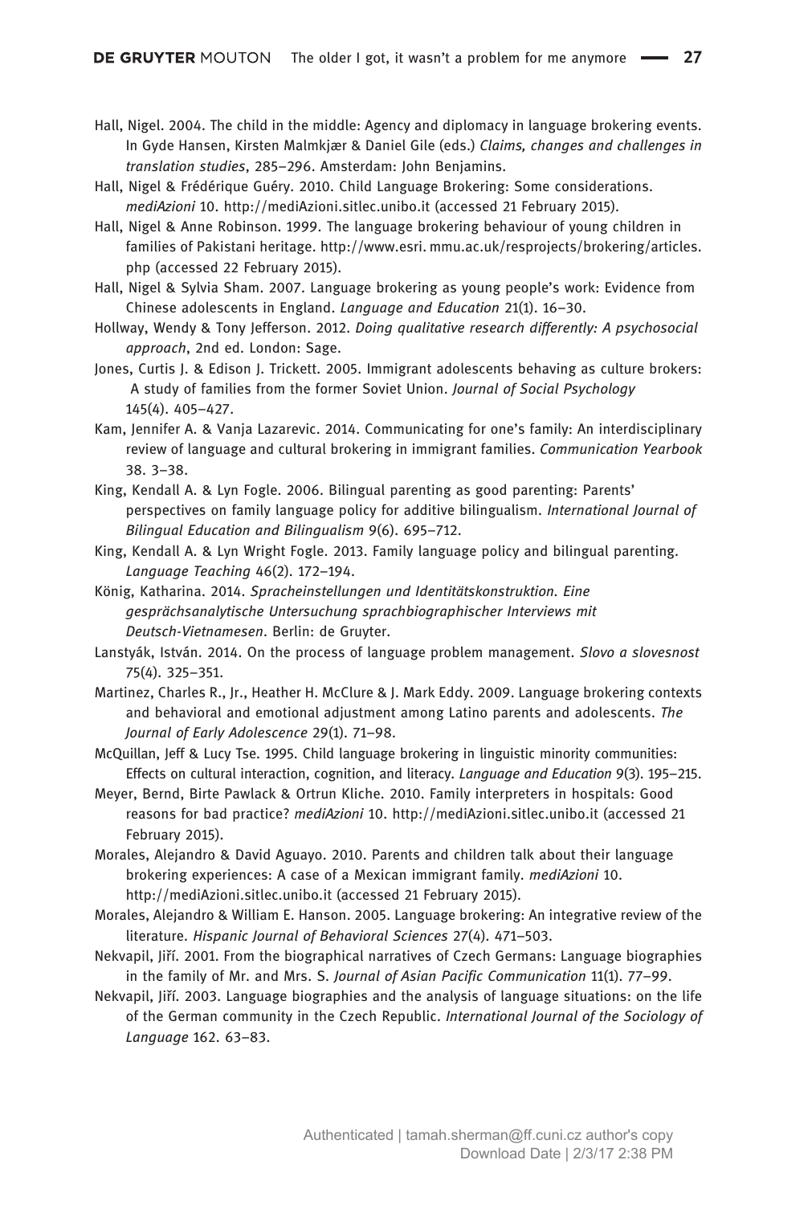Hall, Nigel. 2004. The child in the middle: Agency and diplomacy in language brokering events. In Gyde Hansen, Kirsten Malmkjær & Daniel Gile (eds.) *Claims, changes and challenges in translation studies*, 285–296. Amsterdam: John Benjamins.

Hall, Nigel & Frédérique Guéry. 2010. Child Language Brokering: Some considerations. *mediAzioni* 10. http://mediAzioni.sitlec.unibo.it (accessed 21 February 2015).

Hall, Nigel & Anne Robinson. 1999. The language brokering behaviour of young children in families of Pakistani heritage. http://www.esri. mmu.ac.uk/resprojects/brokering/articles.php (accessed 22 February 2015).

Hall, Nigel & Sylvia Sham. 2007. Language brokering as young people's work: Evidence from Chinese adolescents in England. *Language and Education* 21(1). 16–30.

Hollway, Wendy & Tony Jefferson. 2012. *Doing qualitative research differently: A psychosocial approach*, 2nd ed. London: Sage.

Jones, Curtis J. & Edison J. Trickett. 2005. Immigrant adolescents behaving as culture brokers: A study of families from the former Soviet Union. *Journal of Social Psychology* 145(4). 405–427.

Kam, Jennifer A. & Vanja Lazarevic. 2014. Communicating for one's family: An interdisciplinary review of language and cultural brokering in immigrant families. *Communication Yearbook* 38. 3–38.

King, Kendall A. & Lyn Fogle. 2006. Bilingual parenting as good parenting: Parents' perspectives on family language policy for additive bilingualism. *International Journal of Bilingual Education and Bilingualism* 9(6). 695–712.

King, Kendall A. & Lyn Wright Fogle. 2013. Family language policy and bilingual parenting. *Language Teaching* 46(2). 172–194.

König, Katharina. 2014. *Spracheinstellungen und Identitätskonstruktion. Eine gesprächsanalytische Untersuchung sprachbiographischer Interviews mit Deutsch-Vietnamesen*. Berlin: de Gruyter.

Lanstyák, István. 2014. On the process of language problem management. *Slovo a slovesnost* 75(4). 325–351.

Martinez, Charles R., Jr., Heather H. McClure & J. Mark Eddy. 2009. Language brokering contexts and behavioral and emotional adjustment among Latino parents and adolescents. *The Journal of Early Adolescence* 29(1). 71–98.

McQuillan, Jeff & Lucy Tse. 1995. Child language brokering in linguistic minority communities: Effects on cultural interaction, cognition, and literacy. *Language and Education* 9(3). 195–215.

Meyer, Bernd, Birte Pawlack & Ortrun Kliche. 2010. Family interpreters in hospitals: Good reasons for bad practice? *mediAzioni* 10. http://mediAzioni.sitlec.unibo.it (accessed 21 February 2015).

Morales, Alejandro & David Aguayo. 2010. Parents and children talk about their language brokering experiences: A case of a Mexican immigrant family. *mediAzioni* 10. http://mediAzioni.sitlec.unibo.it (accessed 21 February 2015).

Morales, Alejandro & William E. Hanson. 2005. Language brokering: An integrative review of the literature. *Hispanic Journal of Behavioral Sciences* 27(4). 471–503.

Nekvapil, Jiří. 2001. From the biographical narratives of Czech Germans: Language biographies in the family of Mr. and Mrs. S. *Journal of Asian Pacific Communication* 11(1). 77–99.

Nekvapil, Jiří. 2003. Language biographies and the analysis of language situations: on the life of the German community in the Czech Republic. *International Journal of the Sociology of Language* 162. 63–83.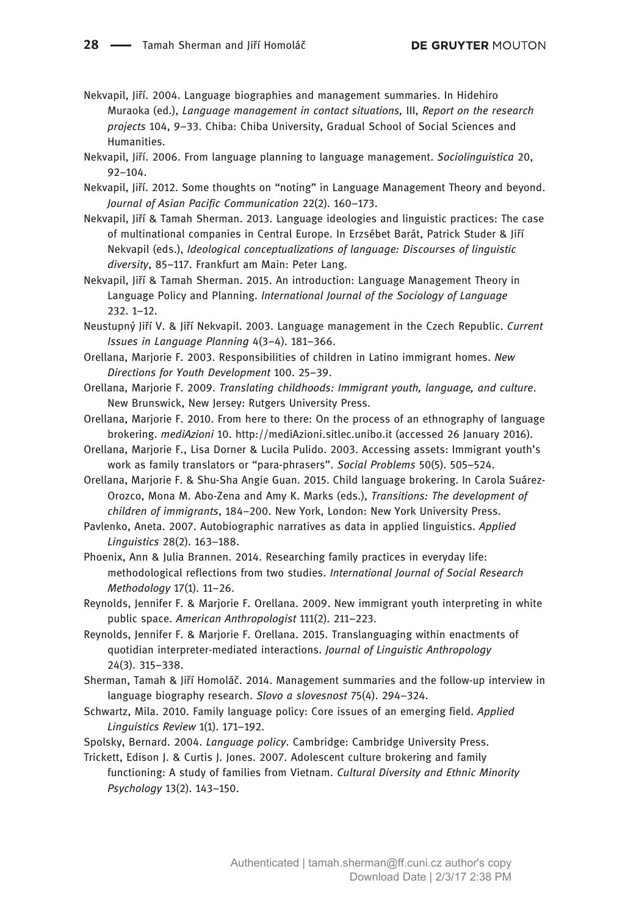Nekvapil, Jiří. 2004. Language biographies and management summaries. In Hidehiro Muraoka (ed.), *Language management in contact situations,* III, *Report on the research projects* 104, 9–33. Chiba: Chiba University, Gradual School of Social Sciences and Humanities.

Nekvapil, Jiří. 2006. From language planning to language management. *Sociolinguistica* 20, 92–104.

Nekvapil, Jiří. 2012. Some thoughts on "noting" in Language Management Theory and beyond. *Journal of Asian Pacific Communication* 22(2). 160–173.

Nekvapil, Jiří & Tamah Sherman. 2013. Language ideologies and linguistic practices: The case of multinational companies in Central Europe. In Erzsébet Barát, Patrick Studer & Jiří Nekvapil (eds.), *Ideological conceptualizations of language: Discourses of linguistic diversity*, 85–117. Frankfurt am Main: Peter Lang.

Nekvapil, Jiří & Tamah Sherman. 2015. An introduction: Language Management Theory in Language Policy and Planning. *International Journal of the Sociology of Language* 232. 1–12.

Neustupný Jiří V. & Jiří Nekvapil. 2003. Language management in the Czech Republic. *Current Issues in Language Planning* 4(3–4). 181–366.

Orellana, Marjorie F. 2003. Responsibilities of children in Latino immigrant homes. *New Directions for Youth Development* 100. 25–39.

Orellana, Marjorie F. 2009. *Translating childhoods: Immigrant youth, language, and culture*. New Brunswick, New Jersey: Rutgers University Press.

Orellana, Marjorie F. 2010. From here to there: On the process of an ethnography of language brokering. *mediAzioni* 10. http://mediAzioni.sitlec.unibo.it (accessed 26 January 2016).

Orellana, Marjorie F., Lisa Dorner & Lucila Pulido. 2003. Accessing assets: Immigrant youth's work as family translators or "para-phrasers". *Social Problems* 50(5). 505–524.

Orellana, Marjorie F. & Shu-Sha Angie Guan. 2015. Child language brokering. In Carola Suárez-Orozco, Mona M. Abo-Zena and Amy K. Marks (eds.), *Transitions: The development of children of immigrants*, 184–200. New York, London: New York University Press.

Pavlenko, Aneta. 2007. Autobiographic narratives as data in applied linguistics. *Applied Linguistics* 28(2). 163–188.

Phoenix, Ann & Julia Brannen. 2014. Researching family practices in everyday life: methodological reflections from two studies. *International Journal of Social Research Methodology* 17(1). 11–26.

Reynolds, Jennifer F. & Marjorie F. Orellana. 2009. New immigrant youth interpreting in white public space. *American Anthropologist* 111(2). 211–223.

Reynolds, Jennifer F. & Marjorie F. Orellana. 2015. Translanguaging within enactments of quotidian interpreter-mediated interactions. *Journal of Linguistic Anthropology* 24(3). 315–338.

Sherman, Tamah & Jiří Homoláč. 2014. Management summaries and the follow-up interview in language biography research. *Slovo a slovesnost* 75(4). 294–324.

Schwartz, Mila. 2010. Family language policy: Core issues of an emerging field. *Applied Linguistics Review* 1(1). 171–192.

Spolsky, Bernard. 2004. *Language policy*. Cambridge: Cambridge University Press.

Trickett, Edison J. & Curtis J. Jones. 2007. Adolescent culture brokering and family functioning: A study of families from Vietnam. *Cultural Diversity and Ethnic Minority Psychology* 13(2). 143–150.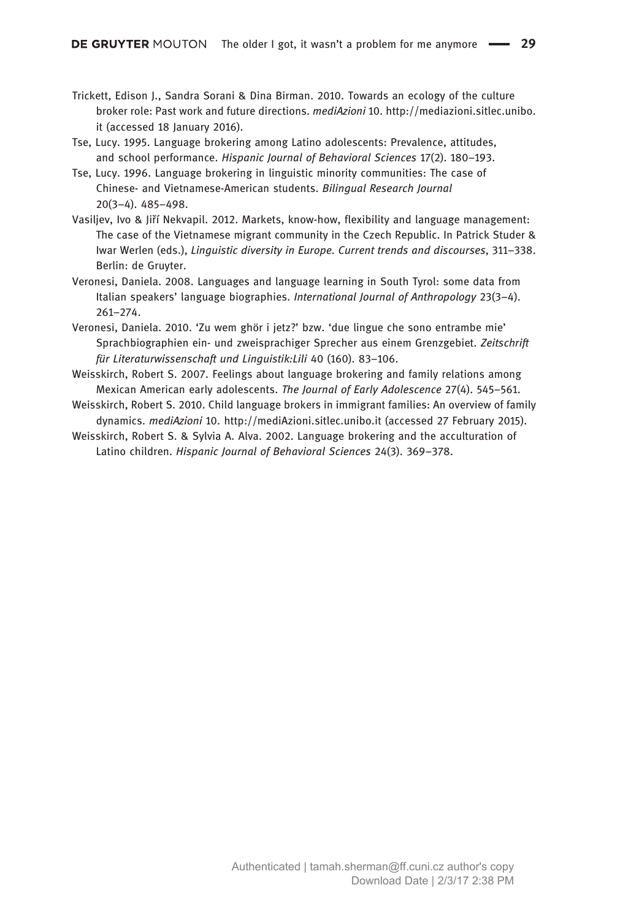Trickett, Edison J., Sandra Sorani & Dina Birman. 2010. Towards an ecology of the culture broker role: Past work and future directions. *mediAzioni* 10. http://mediazioni.sitlec.unibo.it (accessed 18 January 2016).

Tse, Lucy. 1995. Language brokering among Latino adolescents: Prevalence, attitudes, and school performance. *Hispanic Journal of Behavioral Sciences* 17(2). 180–193.

Tse, Lucy. 1996. Language brokering in linguistic minority communities: The case of Chinese- and Vietnamese-American students. *Bilingual Research Journal* 20(3–4). 485–498.

Vasiljev, Ivo & Jiří Nekvapil. 2012. Markets, know-how, flexibility and language management: The case of the Vietnamese migrant community in the Czech Republic. In Patrick Studer & Iwar Werlen (eds.), *Linguistic diversity in Europe. Current trends and discourses*, 311–338. Berlin: de Gruyter.

Veronesi, Daniela. 2008. Languages and language learning in South Tyrol: some data from Italian speakers' language biographies. *International Journal of Anthropology* 23(3–4). 261–274.

Veronesi, Daniela. 2010. 'Zu wem ghör i jetz?' bzw. 'due lingue che sono entrambe mie' Sprachbiographien ein- und zweisprachiger Sprecher aus einem Grenzgebiet. *Zeitschrift für Literaturwissenschaft und Linguistik:Lili* 40 (160). 83–106.

Weisskirch, Robert S. 2007. Feelings about language brokering and family relations among Mexican American early adolescents. *The Journal of Early Adolescence* 27(4). 545–561.

Weisskirch, Robert S. 2010. Child language brokers in immigrant families: An overview of family dynamics. *mediAzioni* 10. http://mediAzioni.sitlec.unibo.it (accessed 27 February 2015).

Weisskirch, Robert S. & Sylvia A. Alva. 2002. Language brokering and the acculturation of Latino children. *Hispanic Journal of Behavioral Sciences* 24(3). 369–378.